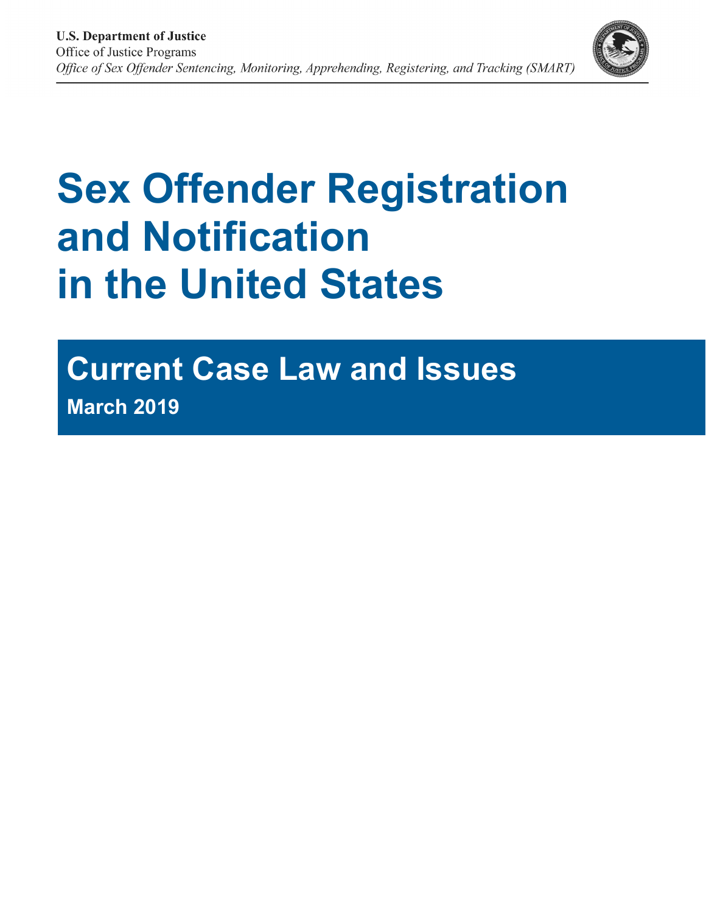**U.S. Department of Justice**
Office of Justice Programs
*Office of Sex Offender Sentencing, Monitoring, Apprehending, Registering, and Tracking (SMART)*

# Sex Offender Registration and Notification in the United States

## Current Case Law and Issues

**March 2019**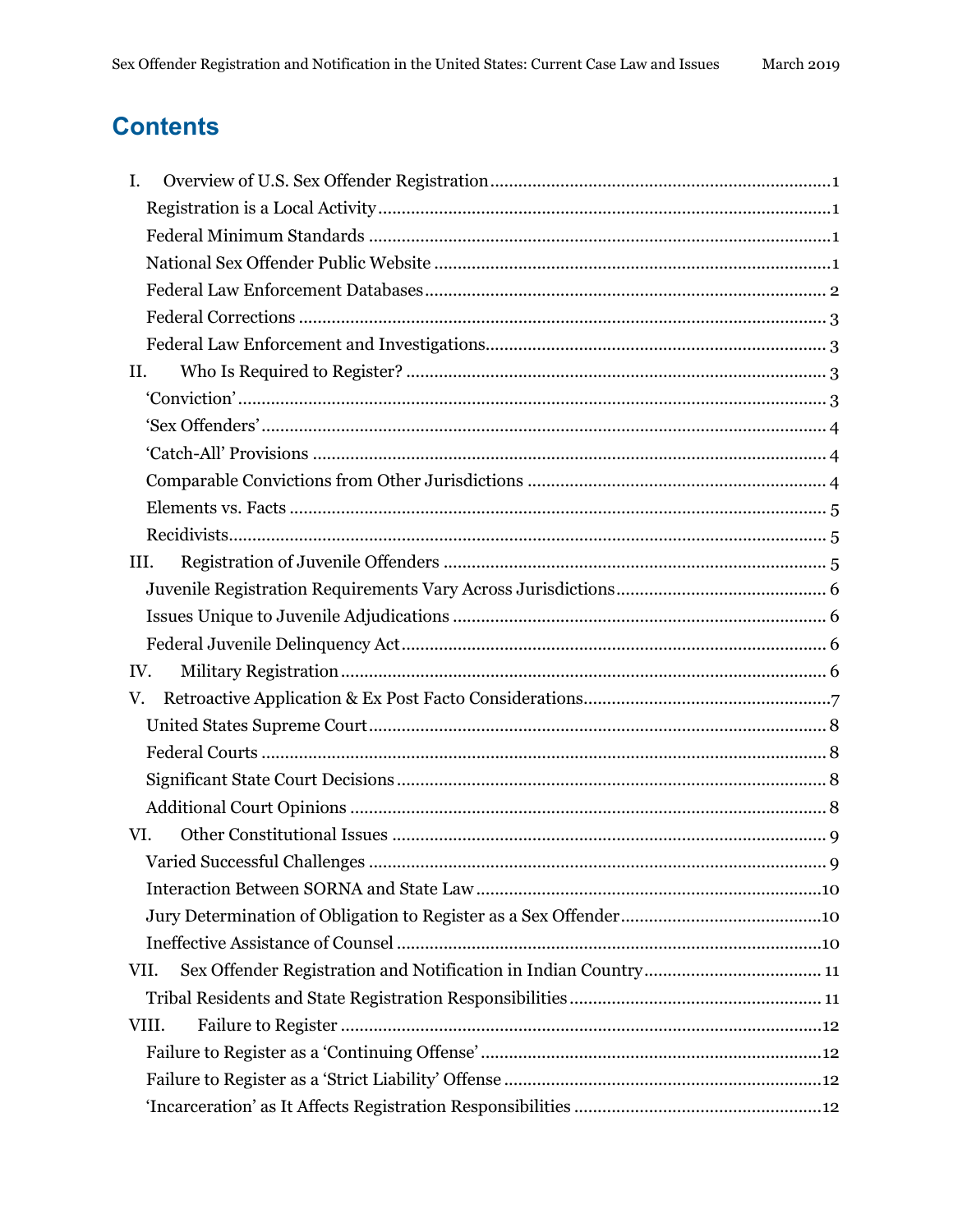# Contents

I. Overview of U.S. Sex Offender Registration ........ 1
- Registration is a Local Activity ........ 1
- Federal Minimum Standards ........ 1
- National Sex Offender Public Website ........ 1
- Federal Law Enforcement Databases ........ 2
- Federal Corrections ........ 3
- Federal Law Enforcement and Investigations ........ 3

II. Who Is Required to Register? ........ 3
- 'Conviction' ........ 3
- 'Sex Offenders' ........ 4
- 'Catch-All' Provisions ........ 4
- Comparable Convictions from Other Jurisdictions ........ 4
- Elements vs. Facts ........ 5
- Recidivists ........ 5

III. Registration of Juvenile Offenders ........ 5
- Juvenile Registration Requirements Vary Across Jurisdictions ........ 6
- Issues Unique to Juvenile Adjudications ........ 6
- Federal Juvenile Delinquency Act ........ 6

IV. Military Registration ........ 6

V. Retroactive Application & Ex Post Facto Considerations ........ 7
- United States Supreme Court ........ 8
- Federal Courts ........ 8
- Significant State Court Decisions ........ 8
- Additional Court Opinions ........ 8

VI. Other Constitutional Issues ........ 9
- Varied Successful Challenges ........ 9
- Interaction Between SORNA and State Law ........ 10
- Jury Determination of Obligation to Register as a Sex Offender ........ 10
- Ineffective Assistance of Counsel ........ 10

VII. Sex Offender Registration and Notification in Indian Country ........ 11
- Tribal Residents and State Registration Responsibilities ........ 11

VIII. Failure to Register ........ 12
- Failure to Register as a 'Continuing Offense' ........ 12
- Failure to Register as a 'Strict Liability' Offense ........ 12
- 'Incarceration' as It Affects Registration Responsibilities ........ 12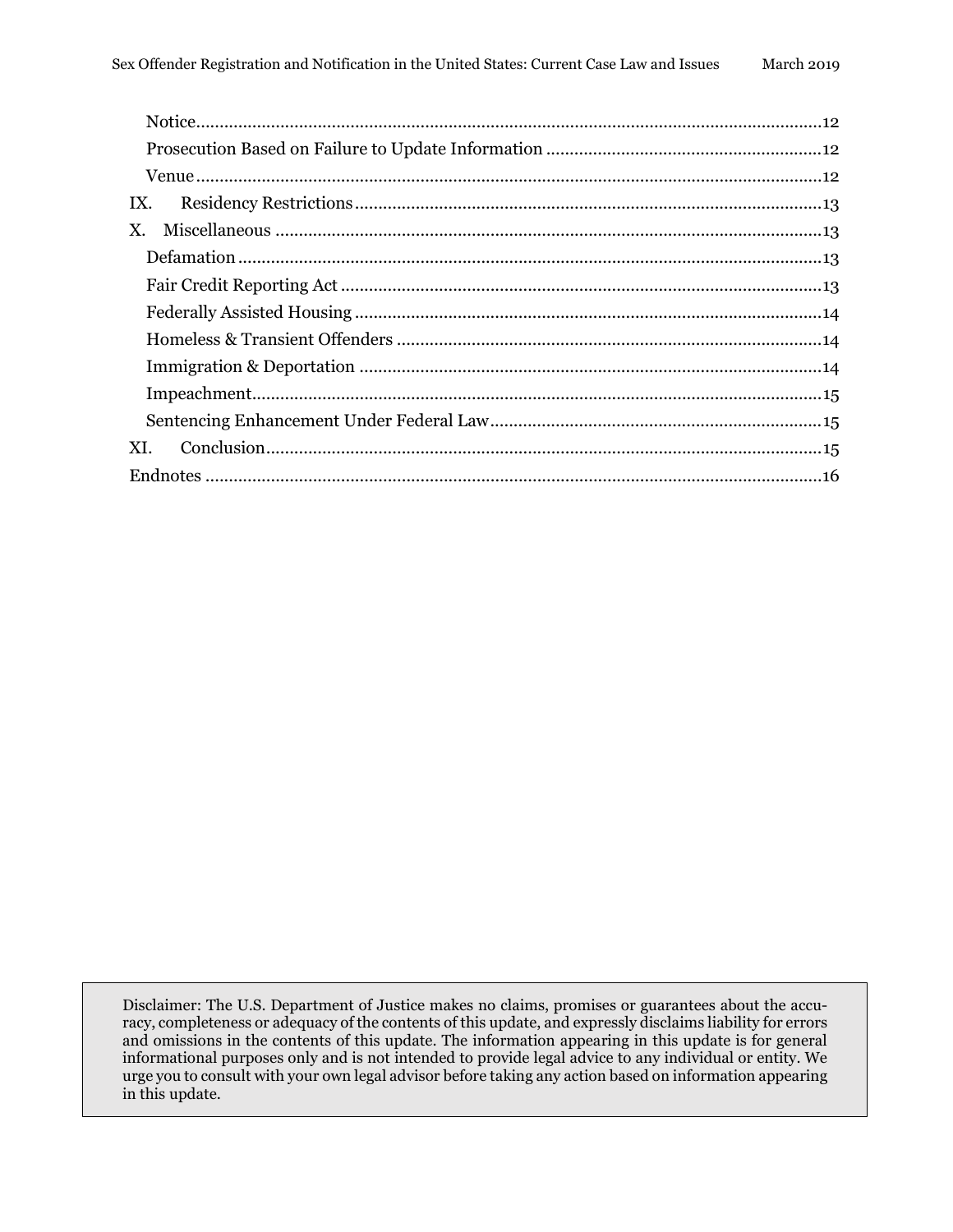Notice.....12
Prosecution Based on Failure to Update Information.....12
Venue.....12

IX. Residency Restrictions.....13

X. Miscellaneous.....13

Defamation.....13
Fair Credit Reporting Act.....13
Federally Assisted Housing.....14
Homeless & Transient Offenders.....14
Immigration & Deportation.....14
Impeachment.....15
Sentencing Enhancement Under Federal Law.....15

XI. Conclusion.....15

Endnotes.....16

Disclaimer: The U.S. Department of Justice makes no claims, promises or guarantees about the accuracy, completeness or adequacy of the contents of this update, and expressly disclaims liability for errors and omissions in the contents of this update. The information appearing in this update is for general informational purposes only and is not intended to provide legal advice to any individual or entity. We urge you to consult with your own legal advisor before taking any action based on information appearing in this update.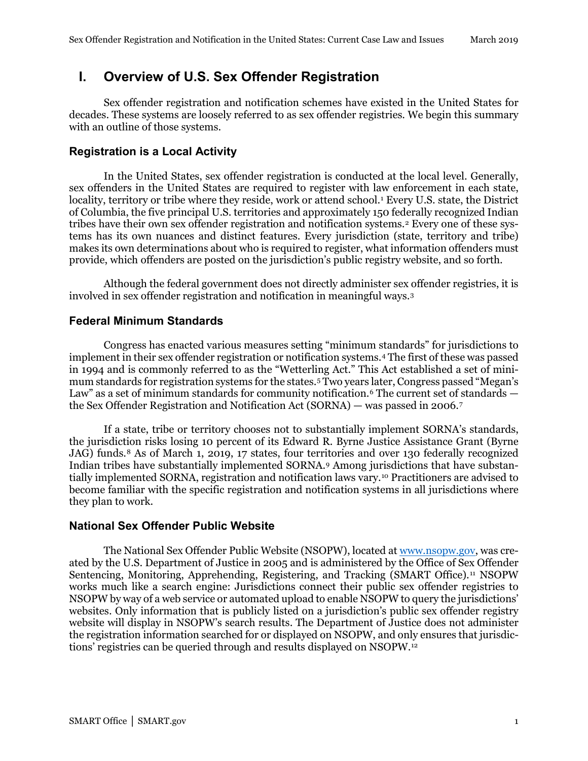# I. Overview of U.S. Sex Offender Registration

Sex offender registration and notification schemes have existed in the United States for decades. These systems are loosely referred to as sex offender registries. We begin this summary with an outline of those systems.

## Registration is a Local Activity

In the United States, sex offender registration is conducted at the local level. Generally, sex offenders in the United States are required to register with law enforcement in each state, locality, territory or tribe where they reside, work or attend school.[1] Every U.S. state, the District of Columbia, the five principal U.S. territories and approximately 150 federally recognized Indian tribes have their own sex offender registration and notification systems.[2] Every one of these systems has its own nuances and distinct features. Every jurisdiction (state, territory and tribe) makes its own determinations about who is required to register, what information offenders must provide, which offenders are posted on the jurisdiction's public registry website, and so forth.

Although the federal government does not directly administer sex offender registries, it is involved in sex offender registration and notification in meaningful ways.[3]

## Federal Minimum Standards

Congress has enacted various measures setting "minimum standards" for jurisdictions to implement in their sex offender registration or notification systems.[4] The first of these was passed in 1994 and is commonly referred to as the "Wetterling Act." This Act established a set of minimum standards for registration systems for the states.[5] Two years later, Congress passed "Megan's Law" as a set of minimum standards for community notification.[6] The current set of standards — the Sex Offender Registration and Notification Act (SORNA) — was passed in 2006.[7]

If a state, tribe or territory chooses not to substantially implement SORNA's standards, the jurisdiction risks losing 10 percent of its Edward R. Byrne Justice Assistance Grant (Byrne JAG) funds.[8] As of March 1, 2019, 17 states, four territories and over 130 federally recognized Indian tribes have substantially implemented SORNA.[9] Among jurisdictions that have substantially implemented SORNA, registration and notification laws vary.[10] Practitioners are advised to become familiar with the specific registration and notification systems in all jurisdictions where they plan to work.

## National Sex Offender Public Website

The National Sex Offender Public Website (NSOPW), located at [www.nsopw.gov](http://www.nsopw.gov), was created by the U.S. Department of Justice in 2005 and is administered by the Office of Sex Offender Sentencing, Monitoring, Apprehending, Registering, and Tracking (SMART Office).[11] NSOPW works much like a search engine: Jurisdictions connect their public sex offender registries to NSOPW by way of a web service or automated upload to enable NSOPW to query the jurisdictions' websites. Only information that is publicly listed on a jurisdiction's public sex offender registry website will display in NSOPW's search results. The Department of Justice does not administer the registration information searched for or displayed on NSOPW, and only ensures that jurisdictions' registries can be queried through and results displayed on NSOPW.[12]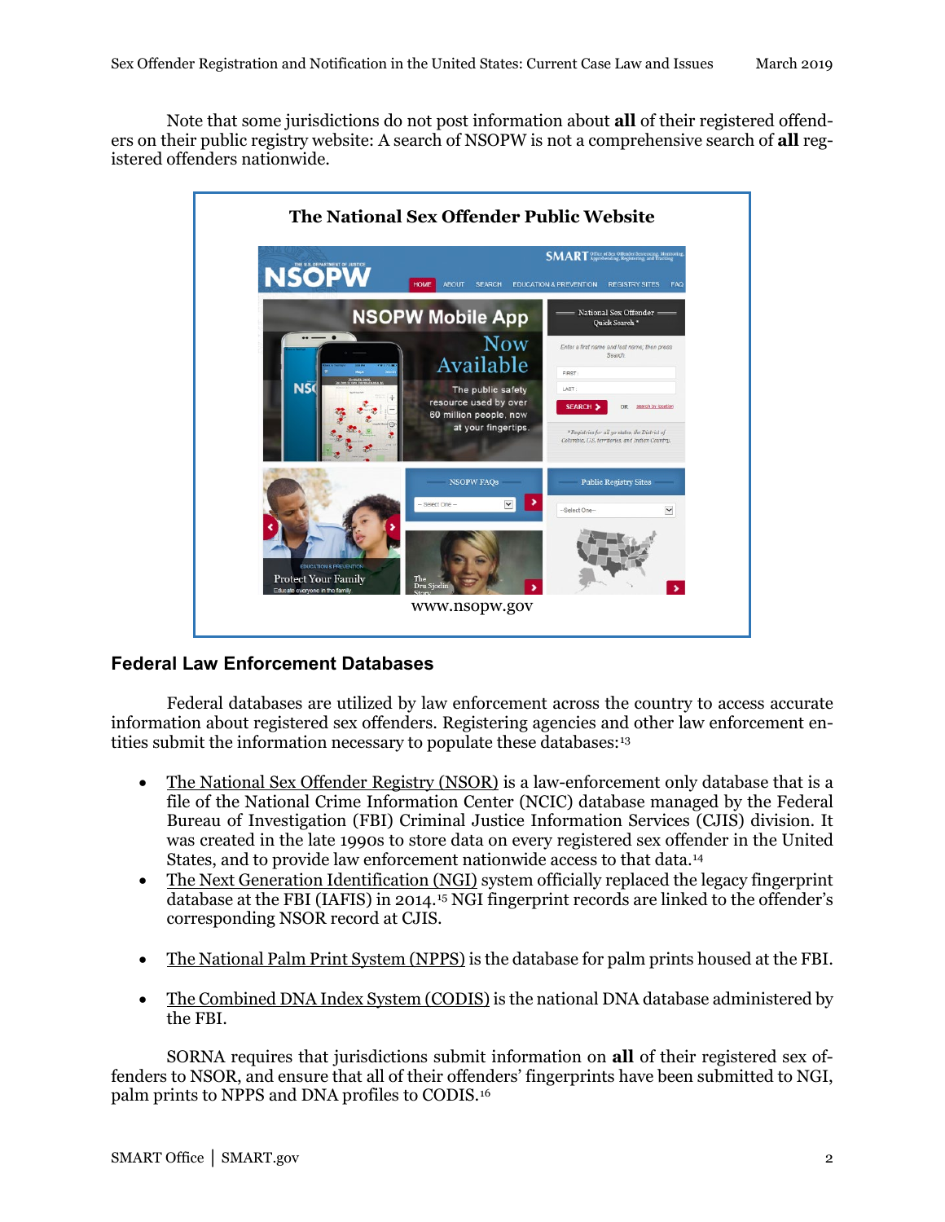Note that some jurisdictions do not post information about **all** of their registered offenders on their public registry website: A search of NSOPW is not a comprehensive search of **all** registered offenders nationwide.

**The National Sex Offender Public Website**

www.nsopw.gov

## Federal Law Enforcement Databases

Federal databases are utilized by law enforcement across the country to access accurate information about registered sex offenders. Registering agencies and other law enforcement entities submit the information necessary to populate these databases:[13]

- The National Sex Offender Registry (NSOR) is a law-enforcement only database that is a file of the National Crime Information Center (NCIC) database managed by the Federal Bureau of Investigation (FBI) Criminal Justice Information Services (CJIS) division. It was created in the late 1990s to store data on every registered sex offender in the United States, and to provide law enforcement nationwide access to that data.[14]
- The Next Generation Identification (NGI) system officially replaced the legacy fingerprint database at the FBI (IAFIS) in 2014.[15] NGI fingerprint records are linked to the offender's corresponding NSOR record at CJIS.
- The National Palm Print System (NPPS) is the database for palm prints housed at the FBI.
- The Combined DNA Index System (CODIS) is the national DNA database administered by the FBI.

SORNA requires that jurisdictions submit information on **all** of their registered sex offenders to NSOR, and ensure that all of their offenders' fingerprints have been submitted to NGI, palm prints to NPPS and DNA profiles to CODIS.[16]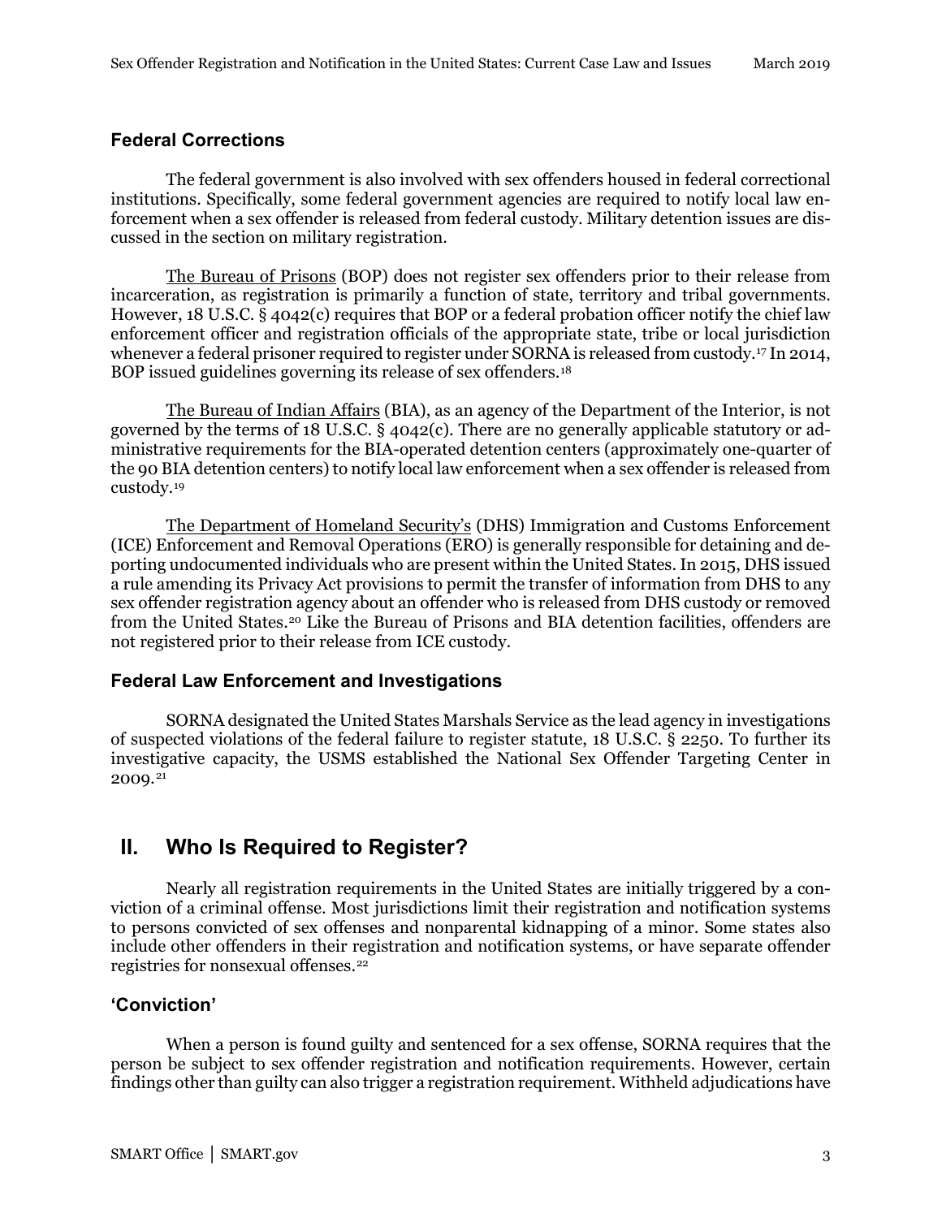### Federal Corrections

The federal government is also involved with sex offenders housed in federal correctional institutions. Specifically, some federal government agencies are required to notify local law enforcement when a sex offender is released from federal custody. Military detention issues are discussed in the section on military registration.

The Bureau of Prisons (BOP) does not register sex offenders prior to their release from incarceration, as registration is primarily a function of state, territory and tribal governments. However, 18 U.S.C. § 4042(c) requires that BOP or a federal probation officer notify the chief law enforcement officer and registration officials of the appropriate state, tribe or local jurisdiction whenever a federal prisoner required to register under SORNA is released from custody.[17] In 2014, BOP issued guidelines governing its release of sex offenders.[18]

The Bureau of Indian Affairs (BIA), as an agency of the Department of the Interior, is not governed by the terms of 18 U.S.C. § 4042(c). There are no generally applicable statutory or administrative requirements for the BIA-operated detention centers (approximately one-quarter of the 90 BIA detention centers) to notify local law enforcement when a sex offender is released from custody.[19]

The Department of Homeland Security's (DHS) Immigration and Customs Enforcement (ICE) Enforcement and Removal Operations (ERO) is generally responsible for detaining and deporting undocumented individuals who are present within the United States. In 2015, DHS issued a rule amending its Privacy Act provisions to permit the transfer of information from DHS to any sex offender registration agency about an offender who is released from DHS custody or removed from the United States.[20] Like the Bureau of Prisons and BIA detention facilities, offenders are not registered prior to their release from ICE custody.

### Federal Law Enforcement and Investigations

SORNA designated the United States Marshals Service as the lead agency in investigations of suspected violations of the federal failure to register statute, 18 U.S.C. § 2250. To further its investigative capacity, the USMS established the National Sex Offender Targeting Center in 2009.[21]

## II. Who Is Required to Register?

Nearly all registration requirements in the United States are initially triggered by a conviction of a criminal offense. Most jurisdictions limit their registration and notification systems to persons convicted of sex offenses and nonparental kidnapping of a minor. Some states also include other offenders in their registration and notification systems, or have separate offender registries for nonsexual offenses.[22]

### 'Conviction'

When a person is found guilty and sentenced for a sex offense, SORNA requires that the person be subject to sex offender registration and notification requirements. However, certain findings other than guilty can also trigger a registration requirement. Withheld adjudications have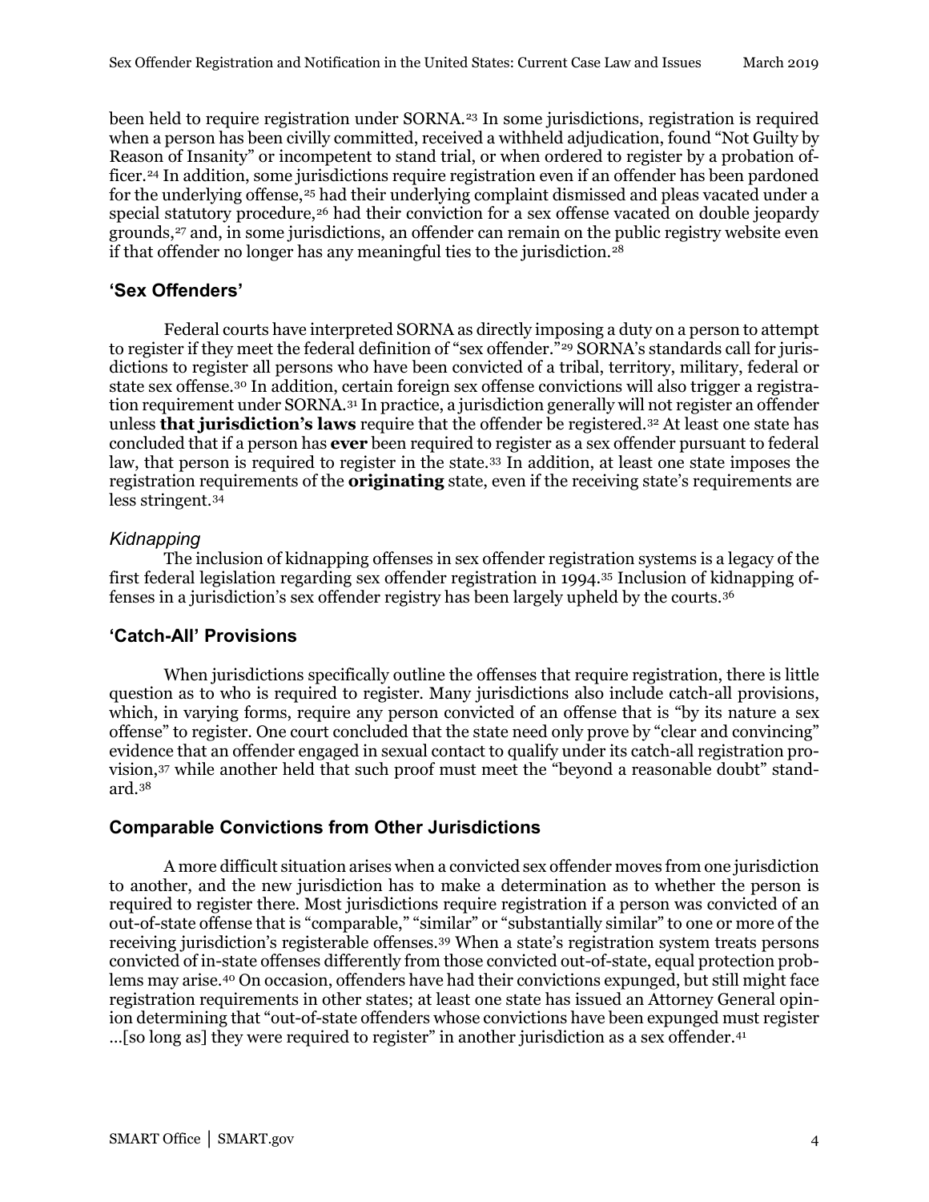been held to require registration under SORNA.[23] In some jurisdictions, registration is required when a person has been civilly committed, received a withheld adjudication, found "Not Guilty by Reason of Insanity" or incompetent to stand trial, or when ordered to register by a probation officer.[24] In addition, some jurisdictions require registration even if an offender has been pardoned for the underlying offense,[25] had their underlying complaint dismissed and pleas vacated under a special statutory procedure,[26] had their conviction for a sex offense vacated on double jeopardy grounds,[27] and, in some jurisdictions, an offender can remain on the public registry website even if that offender no longer has any meaningful ties to the jurisdiction.[28]

## 'Sex Offenders'

Federal courts have interpreted SORNA as directly imposing a duty on a person to attempt to register if they meet the federal definition of "sex offender."[29] SORNA's standards call for jurisdictions to register all persons who have been convicted of a tribal, territory, military, federal or state sex offense.[30] In addition, certain foreign sex offense convictions will also trigger a registration requirement under SORNA.[31] In practice, a jurisdiction generally will not register an offender unless **that jurisdiction's laws** require that the offender be registered.[32] At least one state has concluded that if a person has **ever** been required to register as a sex offender pursuant to federal law, that person is required to register in the state.[33] In addition, at least one state imposes the registration requirements of the **originating** state, even if the receiving state's requirements are less stringent.[34]

### *Kidnapping*

The inclusion of kidnapping offenses in sex offender registration systems is a legacy of the first federal legislation regarding sex offender registration in 1994.[35] Inclusion of kidnapping offenses in a jurisdiction's sex offender registry has been largely upheld by the courts.[36]

## 'Catch-All' Provisions

When jurisdictions specifically outline the offenses that require registration, there is little question as to who is required to register. Many jurisdictions also include catch-all provisions, which, in varying forms, require any person convicted of an offense that is "by its nature a sex offense" to register. One court concluded that the state need only prove by "clear and convincing" evidence that an offender engaged in sexual contact to qualify under its catch-all registration provision,[37] while another held that such proof must meet the "beyond a reasonable doubt" standard.[38]

## Comparable Convictions from Other Jurisdictions

A more difficult situation arises when a convicted sex offender moves from one jurisdiction to another, and the new jurisdiction has to make a determination as to whether the person is required to register there. Most jurisdictions require registration if a person was convicted of an out-of-state offense that is "comparable," "similar" or "substantially similar" to one or more of the receiving jurisdiction's registerable offenses.[39] When a state's registration system treats persons convicted of in-state offenses differently from those convicted out-of-state, equal protection problems may arise.[40] On occasion, offenders have had their convictions expunged, but still might face registration requirements in other states; at least one state has issued an Attorney General opinion determining that "out-of-state offenders whose convictions have been expunged must register ...[so long as] they were required to register" in another jurisdiction as a sex offender.[41]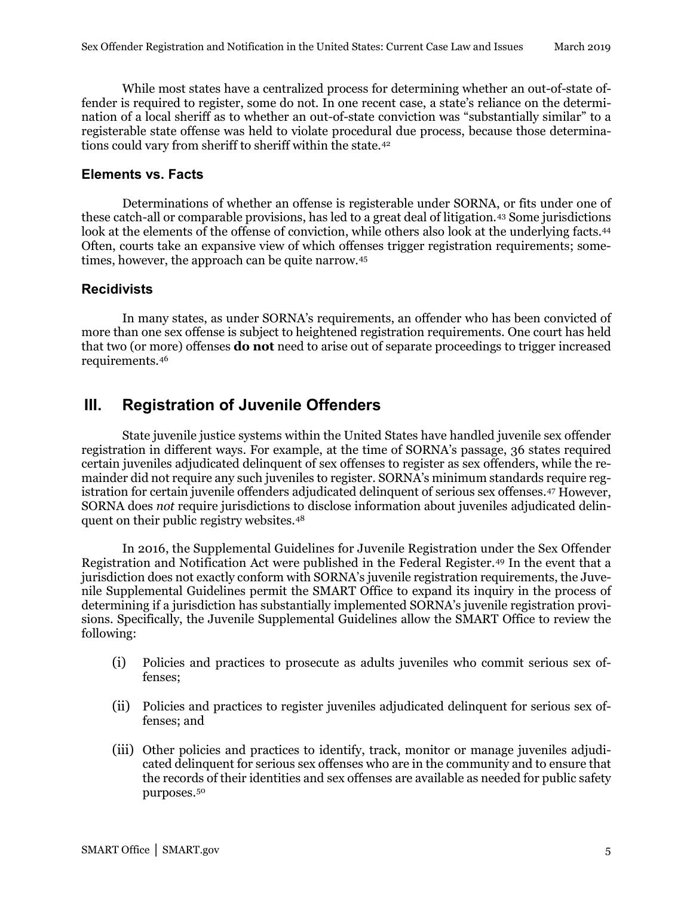While most states have a centralized process for determining whether an out-of-state offender is required to register, some do not. In one recent case, a state's reliance on the determination of a local sheriff as to whether an out-of-state conviction was "substantially similar" to a registerable state offense was held to violate procedural due process, because those determinations could vary from sheriff to sheriff within the state.[42]

### Elements vs. Facts

Determinations of whether an offense is registerable under SORNA, or fits under one of these catch-all or comparable provisions, has led to a great deal of litigation.[43] Some jurisdictions look at the elements of the offense of conviction, while others also look at the underlying facts.[44] Often, courts take an expansive view of which offenses trigger registration requirements; sometimes, however, the approach can be quite narrow.[45]

### Recidivists

In many states, as under SORNA's requirements, an offender who has been convicted of more than one sex offense is subject to heightened registration requirements. One court has held that two (or more) offenses **do not** need to arise out of separate proceedings to trigger increased requirements.[46]

## III. Registration of Juvenile Offenders

State juvenile justice systems within the United States have handled juvenile sex offender registration in different ways. For example, at the time of SORNA's passage, 36 states required certain juveniles adjudicated delinquent of sex offenses to register as sex offenders, while the remainder did not require any such juveniles to register. SORNA's minimum standards require registration for certain juvenile offenders adjudicated delinquent of serious sex offenses.[47] However, SORNA does *not* require jurisdictions to disclose information about juveniles adjudicated delinquent on their public registry websites.[48]

In 2016, the Supplemental Guidelines for Juvenile Registration under the Sex Offender Registration and Notification Act were published in the Federal Register.[49] In the event that a jurisdiction does not exactly conform with SORNA's juvenile registration requirements, the Juvenile Supplemental Guidelines permit the SMART Office to expand its inquiry in the process of determining if a jurisdiction has substantially implemented SORNA's juvenile registration provisions. Specifically, the Juvenile Supplemental Guidelines allow the SMART Office to review the following:

(i) Policies and practices to prosecute as adults juveniles who commit serious sex offenses;

(ii) Policies and practices to register juveniles adjudicated delinquent for serious sex offenses; and

(iii) Other policies and practices to identify, track, monitor or manage juveniles adjudicated delinquent for serious sex offenses who are in the community and to ensure that the records of their identities and sex offenses are available as needed for public safety purposes.[50]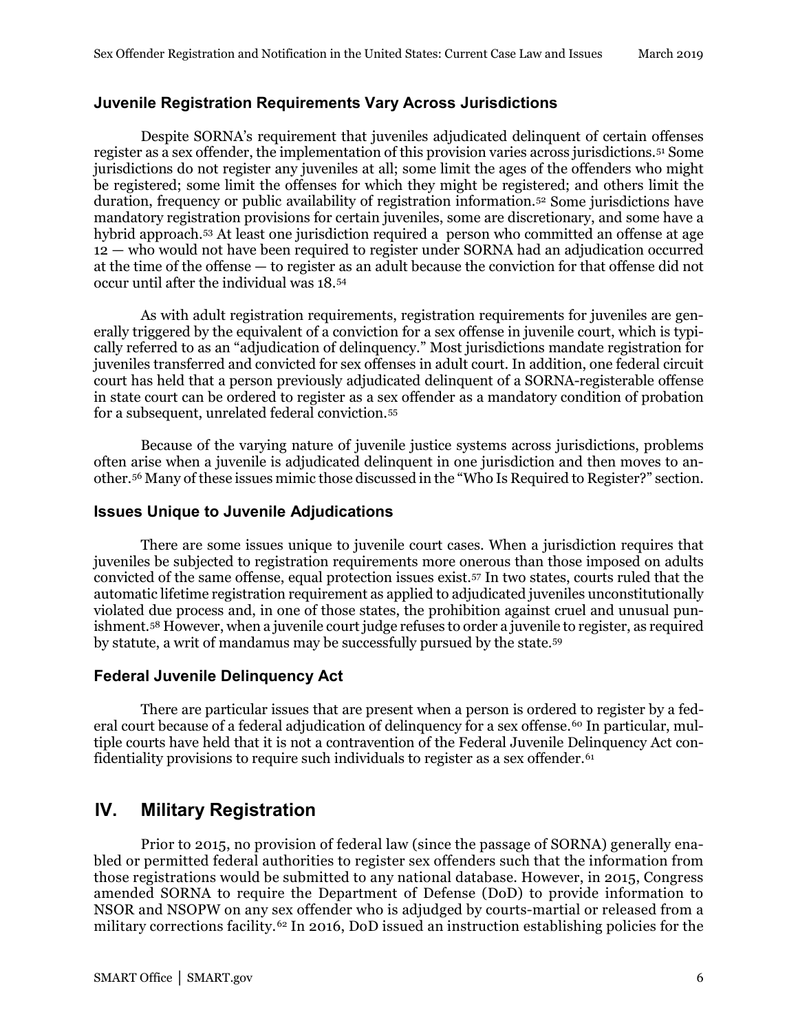### Juvenile Registration Requirements Vary Across Jurisdictions

Despite SORNA's requirement that juveniles adjudicated delinquent of certain offenses register as a sex offender, the implementation of this provision varies across jurisdictions.[51] Some jurisdictions do not register any juveniles at all; some limit the ages of the offenders who might be registered; some limit the offenses for which they might be registered; and others limit the duration, frequency or public availability of registration information.[52] Some jurisdictions have mandatory registration provisions for certain juveniles, some are discretionary, and some have a hybrid approach.[53] At least one jurisdiction required a person who committed an offense at age 12 — who would not have been required to register under SORNA had an adjudication occurred at the time of the offense — to register as an adult because the conviction for that offense did not occur until after the individual was 18.[54]

As with adult registration requirements, registration requirements for juveniles are generally triggered by the equivalent of a conviction for a sex offense in juvenile court, which is typically referred to as an "adjudication of delinquency." Most jurisdictions mandate registration for juveniles transferred and convicted for sex offenses in adult court. In addition, one federal circuit court has held that a person previously adjudicated delinquent of a SORNA-registerable offense in state court can be ordered to register as a sex offender as a mandatory condition of probation for a subsequent, unrelated federal conviction.[55]

Because of the varying nature of juvenile justice systems across jurisdictions, problems often arise when a juvenile is adjudicated delinquent in one jurisdiction and then moves to another.[56] Many of these issues mimic those discussed in the "Who Is Required to Register?" section.

### Issues Unique to Juvenile Adjudications

There are some issues unique to juvenile court cases. When a jurisdiction requires that juveniles be subjected to registration requirements more onerous than those imposed on adults convicted of the same offense, equal protection issues exist.[57] In two states, courts ruled that the automatic lifetime registration requirement as applied to adjudicated juveniles unconstitutionally violated due process and, in one of those states, the prohibition against cruel and unusual punishment.[58] However, when a juvenile court judge refuses to order a juvenile to register, as required by statute, a writ of mandamus may be successfully pursued by the state.[59]

### Federal Juvenile Delinquency Act

There are particular issues that are present when a person is ordered to register by a federal court because of a federal adjudication of delinquency for a sex offense.[60] In particular, multiple courts have held that it is not a contravention of the Federal Juvenile Delinquency Act confidentiality provisions to require such individuals to register as a sex offender.[61]

## IV. Military Registration

Prior to 2015, no provision of federal law (since the passage of SORNA) generally enabled or permitted federal authorities to register sex offenders such that the information from those registrations would be submitted to any national database. However, in 2015, Congress amended SORNA to require the Department of Defense (DoD) to provide information to NSOR and NSOPW on any sex offender who is adjudged by courts-martial or released from a military corrections facility.[62] In 2016, DoD issued an instruction establishing policies for the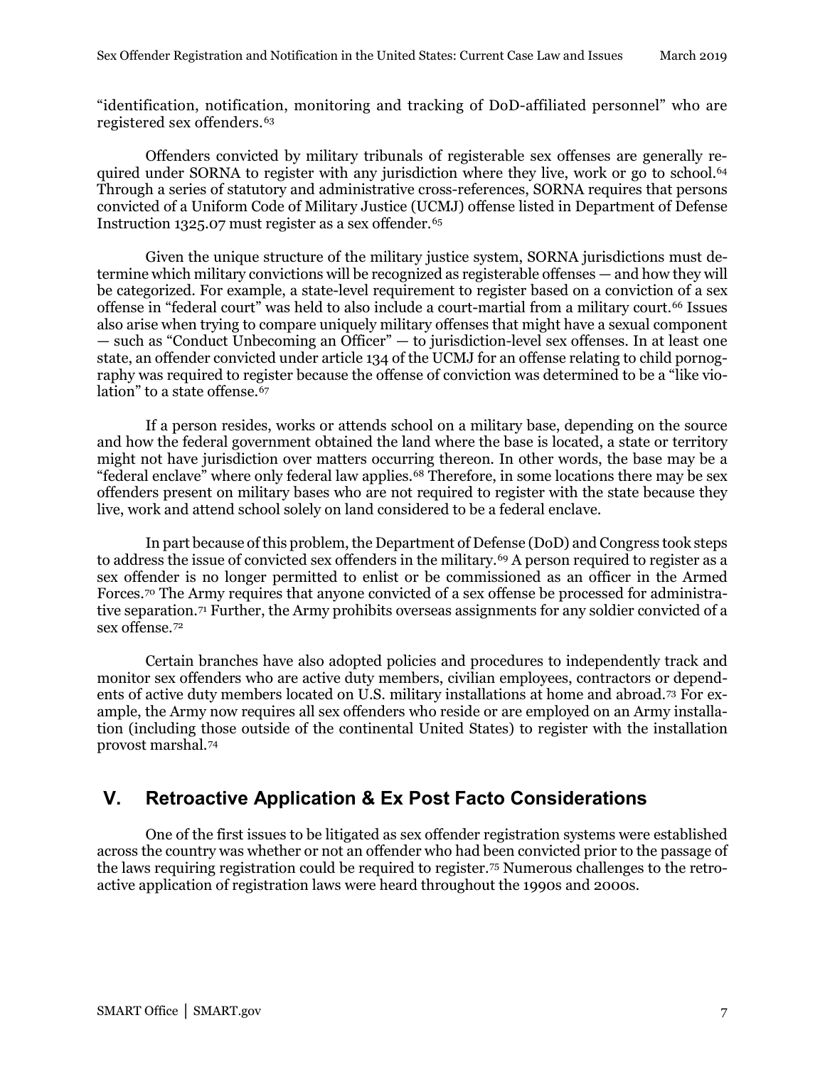"identification, notification, monitoring and tracking of DoD-affiliated personnel" who are registered sex offenders.[63]

Offenders convicted by military tribunals of registerable sex offenses are generally required under SORNA to register with any jurisdiction where they live, work or go to school.[64] Through a series of statutory and administrative cross-references, SORNA requires that persons convicted of a Uniform Code of Military Justice (UCMJ) offense listed in Department of Defense Instruction 1325.07 must register as a sex offender.[65]

Given the unique structure of the military justice system, SORNA jurisdictions must determine which military convictions will be recognized as registerable offenses — and how they will be categorized. For example, a state-level requirement to register based on a conviction of a sex offense in "federal court" was held to also include a court-martial from a military court.[66] Issues also arise when trying to compare uniquely military offenses that might have a sexual component — such as "Conduct Unbecoming an Officer" — to jurisdiction-level sex offenses. In at least one state, an offender convicted under article 134 of the UCMJ for an offense relating to child pornography was required to register because the offense of conviction was determined to be a "like violation" to a state offense.[67]

If a person resides, works or attends school on a military base, depending on the source and how the federal government obtained the land where the base is located, a state or territory might not have jurisdiction over matters occurring thereon. In other words, the base may be a "federal enclave" where only federal law applies.[68] Therefore, in some locations there may be sex offenders present on military bases who are not required to register with the state because they live, work and attend school solely on land considered to be a federal enclave.

In part because of this problem, the Department of Defense (DoD) and Congress took steps to address the issue of convicted sex offenders in the military.[69] A person required to register as a sex offender is no longer permitted to enlist or be commissioned as an officer in the Armed Forces.[70] The Army requires that anyone convicted of a sex offense be processed for administrative separation.[71] Further, the Army prohibits overseas assignments for any soldier convicted of a sex offense.[72]

Certain branches have also adopted policies and procedures to independently track and monitor sex offenders who are active duty members, civilian employees, contractors or dependents of active duty members located on U.S. military installations at home and abroad.[73] For example, the Army now requires all sex offenders who reside or are employed on an Army installation (including those outside of the continental United States) to register with the installation provost marshal.[74]

## V. Retroactive Application & Ex Post Facto Considerations

One of the first issues to be litigated as sex offender registration systems were established across the country was whether or not an offender who had been convicted prior to the passage of the laws requiring registration could be required to register.[75] Numerous challenges to the retroactive application of registration laws were heard throughout the 1990s and 2000s.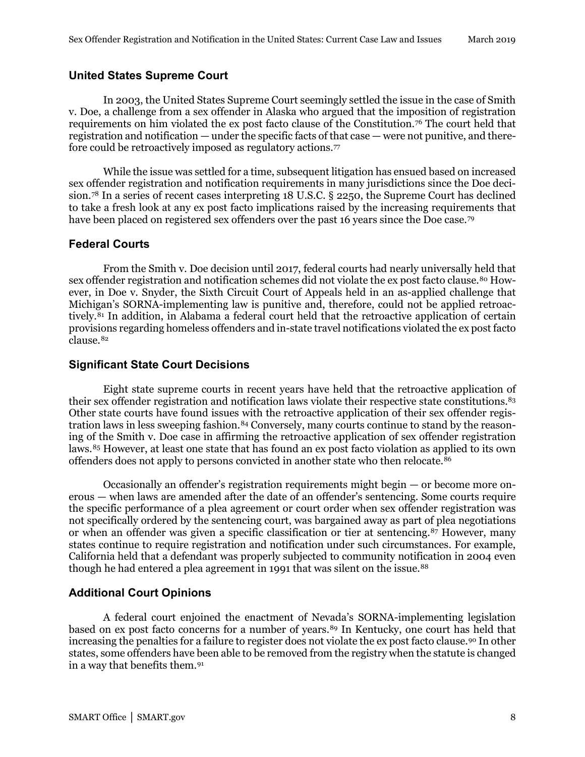## United States Supreme Court

In 2003, the United States Supreme Court seemingly settled the issue in the case of Smith v. Doe, a challenge from a sex offender in Alaska who argued that the imposition of registration requirements on him violated the ex post facto clause of the Constitution.[76] The court held that registration and notification — under the specific facts of that case — were not punitive, and therefore could be retroactively imposed as regulatory actions.[77]

While the issue was settled for a time, subsequent litigation has ensued based on increased sex offender registration and notification requirements in many jurisdictions since the Doe decision.[78] In a series of recent cases interpreting 18 U.S.C. § 2250, the Supreme Court has declined to take a fresh look at any ex post facto implications raised by the increasing requirements that have been placed on registered sex offenders over the past 16 years since the Doe case.[79]

## Federal Courts

From the Smith v. Doe decision until 2017, federal courts had nearly universally held that sex offender registration and notification schemes did not violate the ex post facto clause.[80] However, in Doe v. Snyder, the Sixth Circuit Court of Appeals held in an as-applied challenge that Michigan's SORNA-implementing law is punitive and, therefore, could not be applied retroactively.[81] In addition, in Alabama a federal court held that the retroactive application of certain provisions regarding homeless offenders and in-state travel notifications violated the ex post facto clause.[82]

## Significant State Court Decisions

Eight state supreme courts in recent years have held that the retroactive application of their sex offender registration and notification laws violate their respective state constitutions.[83] Other state courts have found issues with the retroactive application of their sex offender registration laws in less sweeping fashion.[84] Conversely, many courts continue to stand by the reasoning of the Smith v. Doe case in affirming the retroactive application of sex offender registration laws.[85] However, at least one state that has found an ex post facto violation as applied to its own offenders does not apply to persons convicted in another state who then relocate.[86]

Occasionally an offender's registration requirements might begin — or become more onerous — when laws are amended after the date of an offender's sentencing. Some courts require the specific performance of a plea agreement or court order when sex offender registration was not specifically ordered by the sentencing court, was bargained away as part of plea negotiations or when an offender was given a specific classification or tier at sentencing.[87] However, many states continue to require registration and notification under such circumstances. For example, California held that a defendant was properly subjected to community notification in 2004 even though he had entered a plea agreement in 1991 that was silent on the issue.[88]

## Additional Court Opinions

A federal court enjoined the enactment of Nevada's SORNA-implementing legislation based on ex post facto concerns for a number of years.[89] In Kentucky, one court has held that increasing the penalties for a failure to register does not violate the ex post facto clause.[90] In other states, some offenders have been able to be removed from the registry when the statute is changed in a way that benefits them.[91]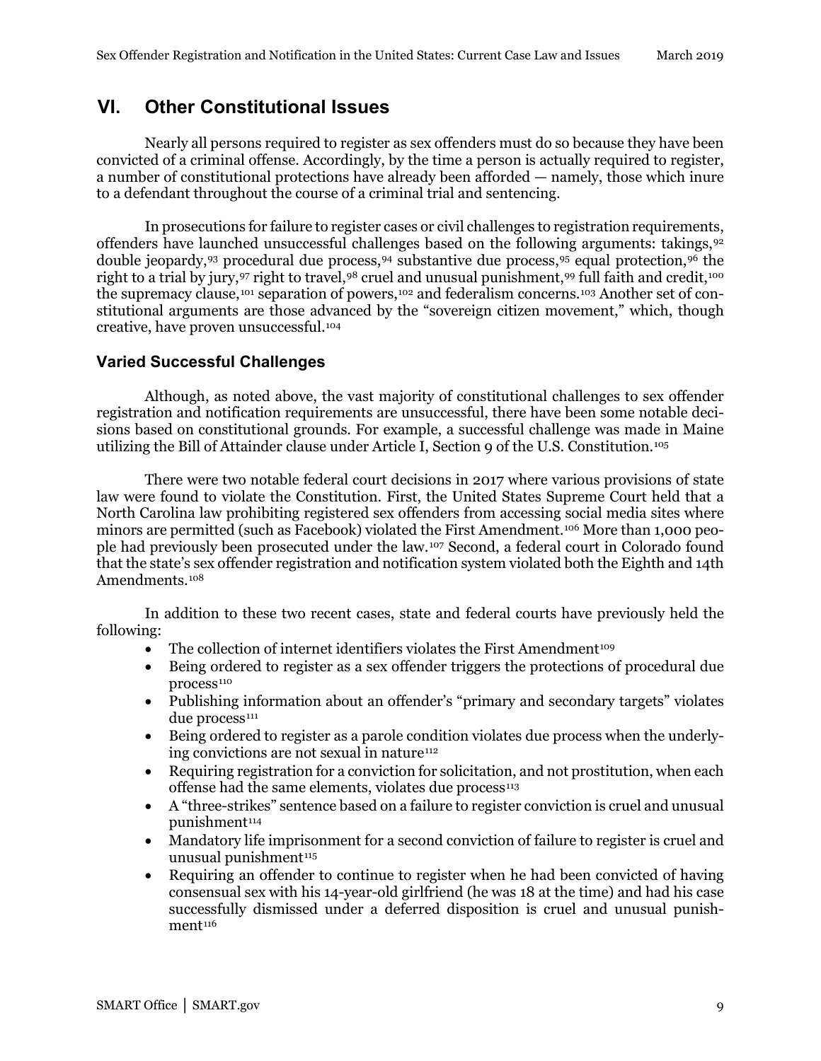## VI. Other Constitutional Issues

Nearly all persons required to register as sex offenders must do so because they have been convicted of a criminal offense. Accordingly, by the time a person is actually required to register, a number of constitutional protections have already been afforded — namely, those which inure to a defendant throughout the course of a criminal trial and sentencing.

In prosecutions for failure to register cases or civil challenges to registration requirements, offenders have launched unsuccessful challenges based on the following arguments: takings,[92] double jeopardy,[93] procedural due process,[94] substantive due process,[95] equal protection,[96] the right to a trial by jury,[97] right to travel,[98] cruel and unusual punishment,[99] full faith and credit,[100] the supremacy clause,[101] separation of powers,[102] and federalism concerns.[103] Another set of constitutional arguments are those advanced by the "sovereign citizen movement," which, though creative, have proven unsuccessful.[104]

### Varied Successful Challenges

Although, as noted above, the vast majority of constitutional challenges to sex offender registration and notification requirements are unsuccessful, there have been some notable decisions based on constitutional grounds. For example, a successful challenge was made in Maine utilizing the Bill of Attainder clause under Article I, Section 9 of the U.S. Constitution.[105]

There were two notable federal court decisions in 2017 where various provisions of state law were found to violate the Constitution. First, the United States Supreme Court held that a North Carolina law prohibiting registered sex offenders from accessing social media sites where minors are permitted (such as Facebook) violated the First Amendment.[106] More than 1,000 people had previously been prosecuted under the law.[107] Second, a federal court in Colorado found that the state's sex offender registration and notification system violated both the Eighth and 14th Amendments.[108]

In addition to these two recent cases, state and federal courts have previously held the following:

- The collection of internet identifiers violates the First Amendment[109]
- Being ordered to register as a sex offender triggers the protections of procedural due process[110]
- Publishing information about an offender's "primary and secondary targets" violates due process[111]
- Being ordered to register as a parole condition violates due process when the underlying convictions are not sexual in nature[112]
- Requiring registration for a conviction for solicitation, and not prostitution, when each offense had the same elements, violates due process[113]
- A "three-strikes" sentence based on a failure to register conviction is cruel and unusual punishment[114]
- Mandatory life imprisonment for a second conviction of failure to register is cruel and unusual punishment[115]
- Requiring an offender to continue to register when he had been convicted of having consensual sex with his 14-year-old girlfriend (he was 18 at the time) and had his case successfully dismissed under a deferred disposition is cruel and unusual punishment[116]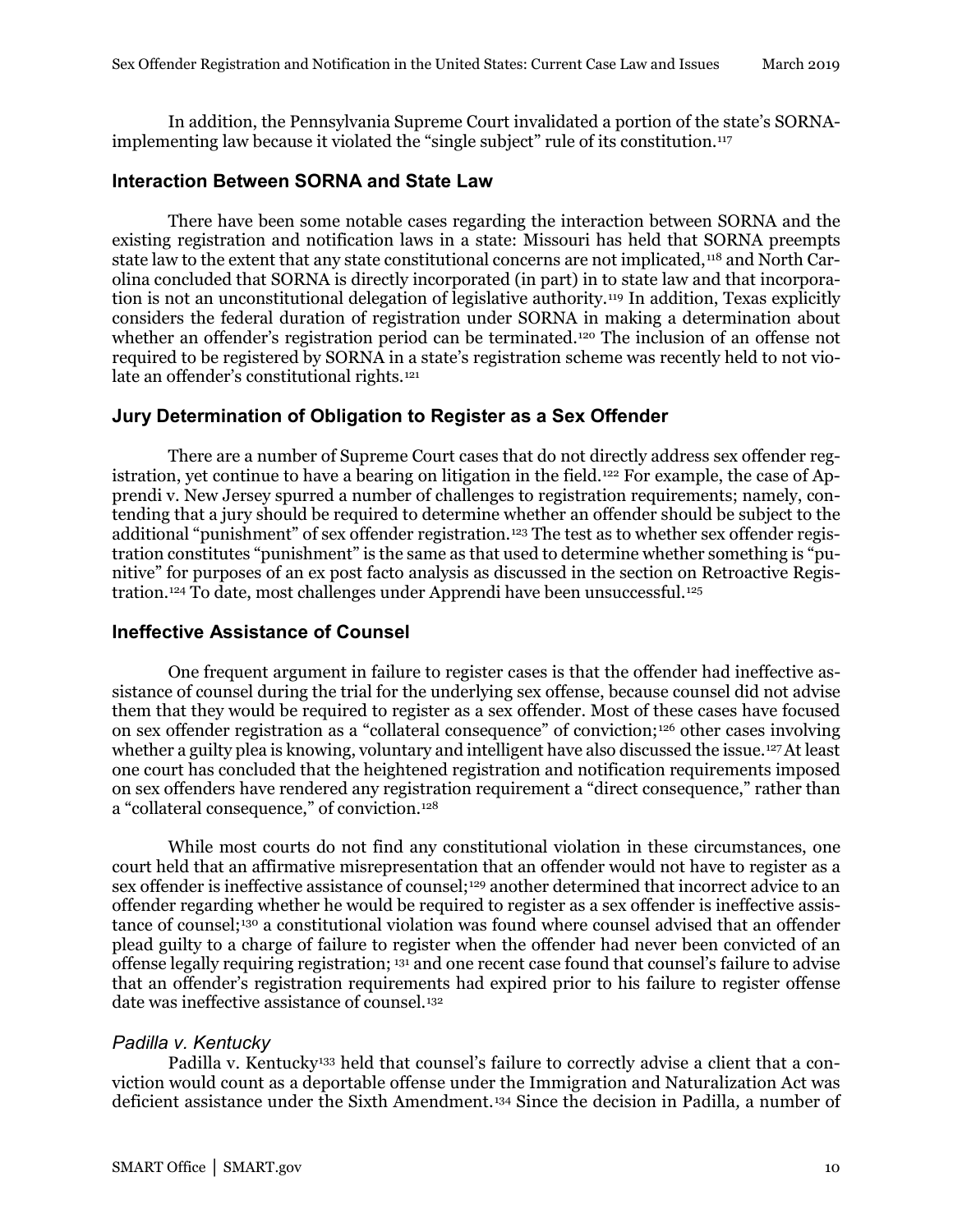In addition, the Pennsylvania Supreme Court invalidated a portion of the state's SORNA-implementing law because it violated the "single subject" rule of its constitution.[117]

### Interaction Between SORNA and State Law

There have been some notable cases regarding the interaction between SORNA and the existing registration and notification laws in a state: Missouri has held that SORNA preempts state law to the extent that any state constitutional concerns are not implicated,[118] and North Carolina concluded that SORNA is directly incorporated (in part) in to state law and that incorporation is not an unconstitutional delegation of legislative authority.[119] In addition, Texas explicitly considers the federal duration of registration under SORNA in making a determination about whether an offender's registration period can be terminated.[120] The inclusion of an offense not required to be registered by SORNA in a state's registration scheme was recently held to not violate an offender's constitutional rights.[121]

### Jury Determination of Obligation to Register as a Sex Offender

There are a number of Supreme Court cases that do not directly address sex offender registration, yet continue to have a bearing on litigation in the field.[122] For example, the case of Apprendi v. New Jersey spurred a number of challenges to registration requirements; namely, contending that a jury should be required to determine whether an offender should be subject to the additional "punishment" of sex offender registration.[123] The test as to whether sex offender registration constitutes "punishment" is the same as that used to determine whether something is "punitive" for purposes of an ex post facto analysis as discussed in the section on Retroactive Registration.[124] To date, most challenges under Apprendi have been unsuccessful.[125]

### Ineffective Assistance of Counsel

One frequent argument in failure to register cases is that the offender had ineffective assistance of counsel during the trial for the underlying sex offense, because counsel did not advise them that they would be required to register as a sex offender. Most of these cases have focused on sex offender registration as a "collateral consequence" of conviction;[126] other cases involving whether a guilty plea is knowing, voluntary and intelligent have also discussed the issue.[127] At least one court has concluded that the heightened registration and notification requirements imposed on sex offenders have rendered any registration requirement a "direct consequence," rather than a "collateral consequence," of conviction.[128]

While most courts do not find any constitutional violation in these circumstances, one court held that an affirmative misrepresentation that an offender would not have to register as a sex offender is ineffective assistance of counsel;[129] another determined that incorrect advice to an offender regarding whether he would be required to register as a sex offender is ineffective assistance of counsel;[130] a constitutional violation was found where counsel advised that an offender plead guilty to a charge of failure to register when the offender had never been convicted of an offense legally requiring registration; [131] and one recent case found that counsel's failure to advise that an offender's registration requirements had expired prior to his failure to register offense date was ineffective assistance of counsel.[132]

#### *Padilla v. Kentucky*

Padilla v. Kentucky[133] held that counsel's failure to correctly advise a client that a conviction would count as a deportable offense under the Immigration and Naturalization Act was deficient assistance under the Sixth Amendment.[134] Since the decision in Padilla*,* a number of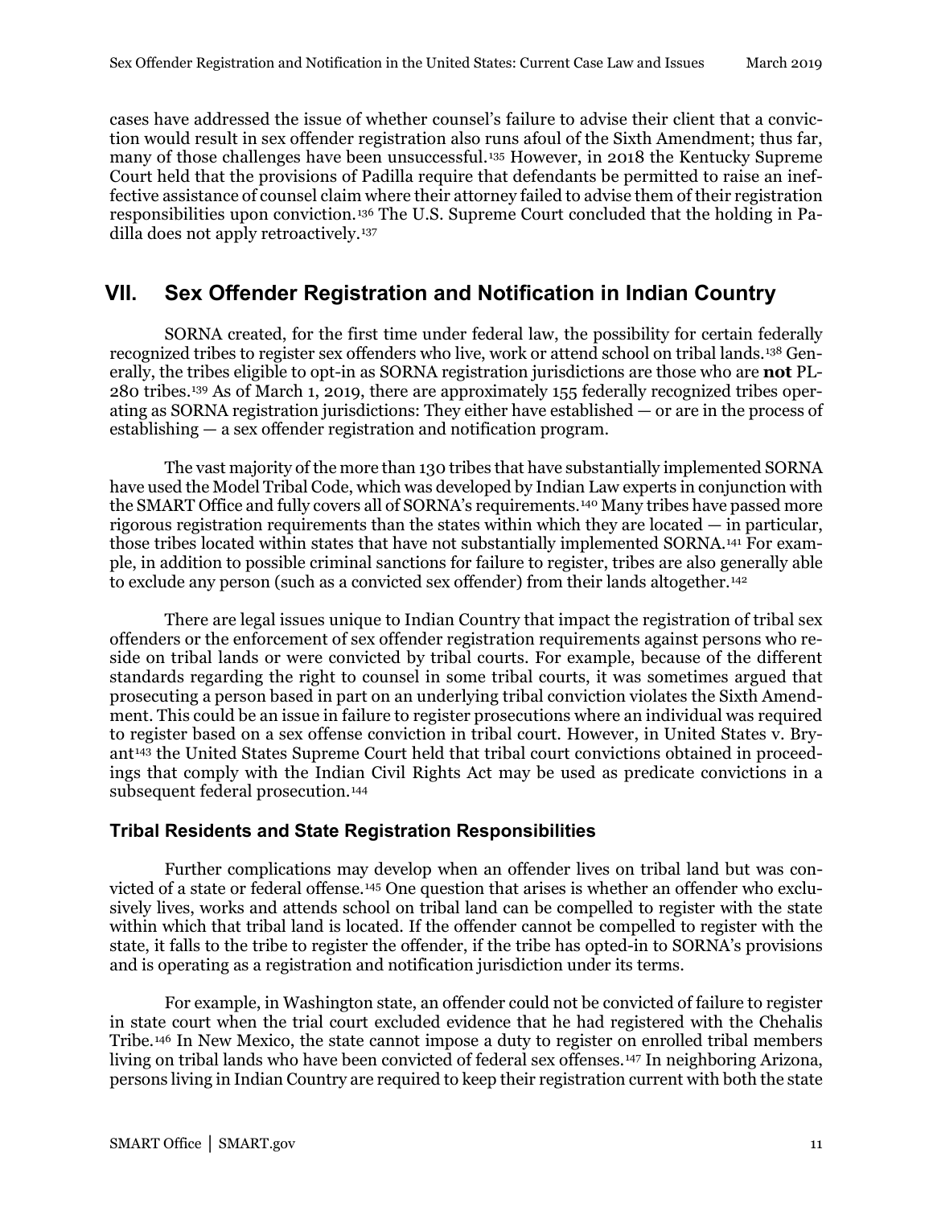cases have addressed the issue of whether counsel's failure to advise their client that a conviction would result in sex offender registration also runs afoul of the Sixth Amendment; thus far, many of those challenges have been unsuccessful.[135] However, in 2018 the Kentucky Supreme Court held that the provisions of Padilla require that defendants be permitted to raise an ineffective assistance of counsel claim where their attorney failed to advise them of their registration responsibilities upon conviction.[136] The U.S. Supreme Court concluded that the holding in Padilla does not apply retroactively.[137]

## VII. Sex Offender Registration and Notification in Indian Country

SORNA created, for the first time under federal law, the possibility for certain federally recognized tribes to register sex offenders who live, work or attend school on tribal lands.[138] Generally, the tribes eligible to opt-in as SORNA registration jurisdictions are those who are **not** PL-280 tribes.[139] As of March 1, 2019, there are approximately 155 federally recognized tribes operating as SORNA registration jurisdictions: They either have established — or are in the process of establishing — a sex offender registration and notification program.

The vast majority of the more than 130 tribes that have substantially implemented SORNA have used the Model Tribal Code, which was developed by Indian Law experts in conjunction with the SMART Office and fully covers all of SORNA's requirements.[140] Many tribes have passed more rigorous registration requirements than the states within which they are located — in particular, those tribes located within states that have not substantially implemented SORNA.[141] For example, in addition to possible criminal sanctions for failure to register, tribes are also generally able to exclude any person (such as a convicted sex offender) from their lands altogether.[142]

There are legal issues unique to Indian Country that impact the registration of tribal sex offenders or the enforcement of sex offender registration requirements against persons who reside on tribal lands or were convicted by tribal courts. For example, because of the different standards regarding the right to counsel in some tribal courts, it was sometimes argued that prosecuting a person based in part on an underlying tribal conviction violates the Sixth Amendment. This could be an issue in failure to register prosecutions where an individual was required to register based on a sex offense conviction in tribal court. However, in United States v. Bryant[143] the United States Supreme Court held that tribal court convictions obtained in proceedings that comply with the Indian Civil Rights Act may be used as predicate convictions in a subsequent federal prosecution.[144]

### Tribal Residents and State Registration Responsibilities

Further complications may develop when an offender lives on tribal land but was convicted of a state or federal offense.[145] One question that arises is whether an offender who exclusively lives, works and attends school on tribal land can be compelled to register with the state within which that tribal land is located. If the offender cannot be compelled to register with the state, it falls to the tribe to register the offender, if the tribe has opted-in to SORNA's provisions and is operating as a registration and notification jurisdiction under its terms.

For example, in Washington state, an offender could not be convicted of failure to register in state court when the trial court excluded evidence that he had registered with the Chehalis Tribe.[146] In New Mexico, the state cannot impose a duty to register on enrolled tribal members living on tribal lands who have been convicted of federal sex offenses.[147] In neighboring Arizona, persons living in Indian Country are required to keep their registration current with both the state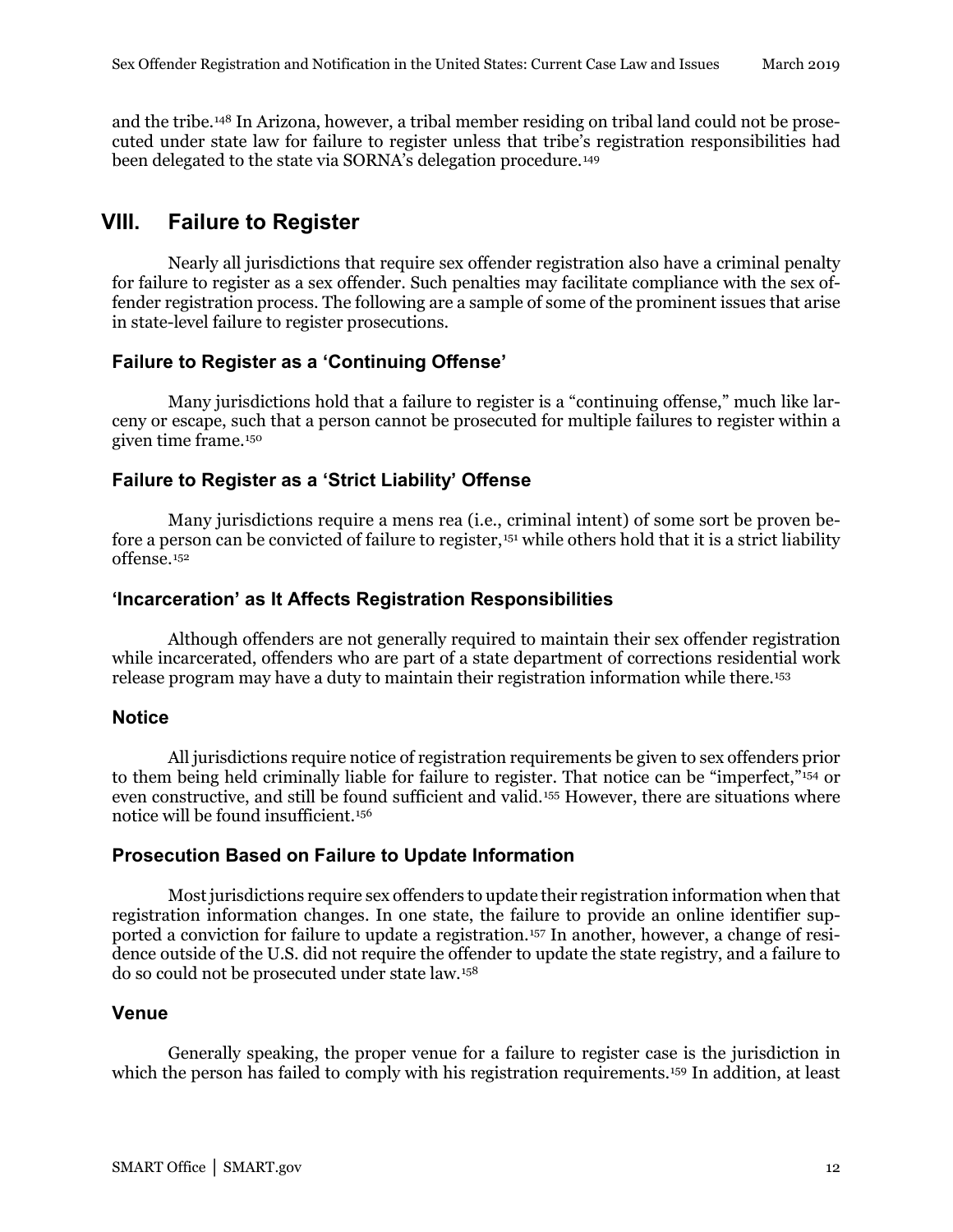and the tribe.[148] In Arizona, however, a tribal member residing on tribal land could not be prosecuted under state law for failure to register unless that tribe's registration responsibilities had been delegated to the state via SORNA's delegation procedure.[149]

## VIII. Failure to Register

Nearly all jurisdictions that require sex offender registration also have a criminal penalty for failure to register as a sex offender. Such penalties may facilitate compliance with the sex offender registration process. The following are a sample of some of the prominent issues that arise in state-level failure to register prosecutions.

### Failure to Register as a 'Continuing Offense'

Many jurisdictions hold that a failure to register is a "continuing offense," much like larceny or escape, such that a person cannot be prosecuted for multiple failures to register within a given time frame.[150]

### Failure to Register as a 'Strict Liability' Offense

Many jurisdictions require a mens rea (i.e., criminal intent) of some sort be proven before a person can be convicted of failure to register,[151] while others hold that it is a strict liability offense.[152]

### 'Incarceration' as It Affects Registration Responsibilities

Although offenders are not generally required to maintain their sex offender registration while incarcerated, offenders who are part of a state department of corrections residential work release program may have a duty to maintain their registration information while there.[153]

### Notice

All jurisdictions require notice of registration requirements be given to sex offenders prior to them being held criminally liable for failure to register. That notice can be "imperfect,"[154] or even constructive, and still be found sufficient and valid.[155] However, there are situations where notice will be found insufficient.[156]

### Prosecution Based on Failure to Update Information

Most jurisdictions require sex offenders to update their registration information when that registration information changes. In one state, the failure to provide an online identifier supported a conviction for failure to update a registration.[157] In another, however, a change of residence outside of the U.S. did not require the offender to update the state registry, and a failure to do so could not be prosecuted under state law.[158]

### Venue

Generally speaking, the proper venue for a failure to register case is the jurisdiction in which the person has failed to comply with his registration requirements.[159] In addition, at least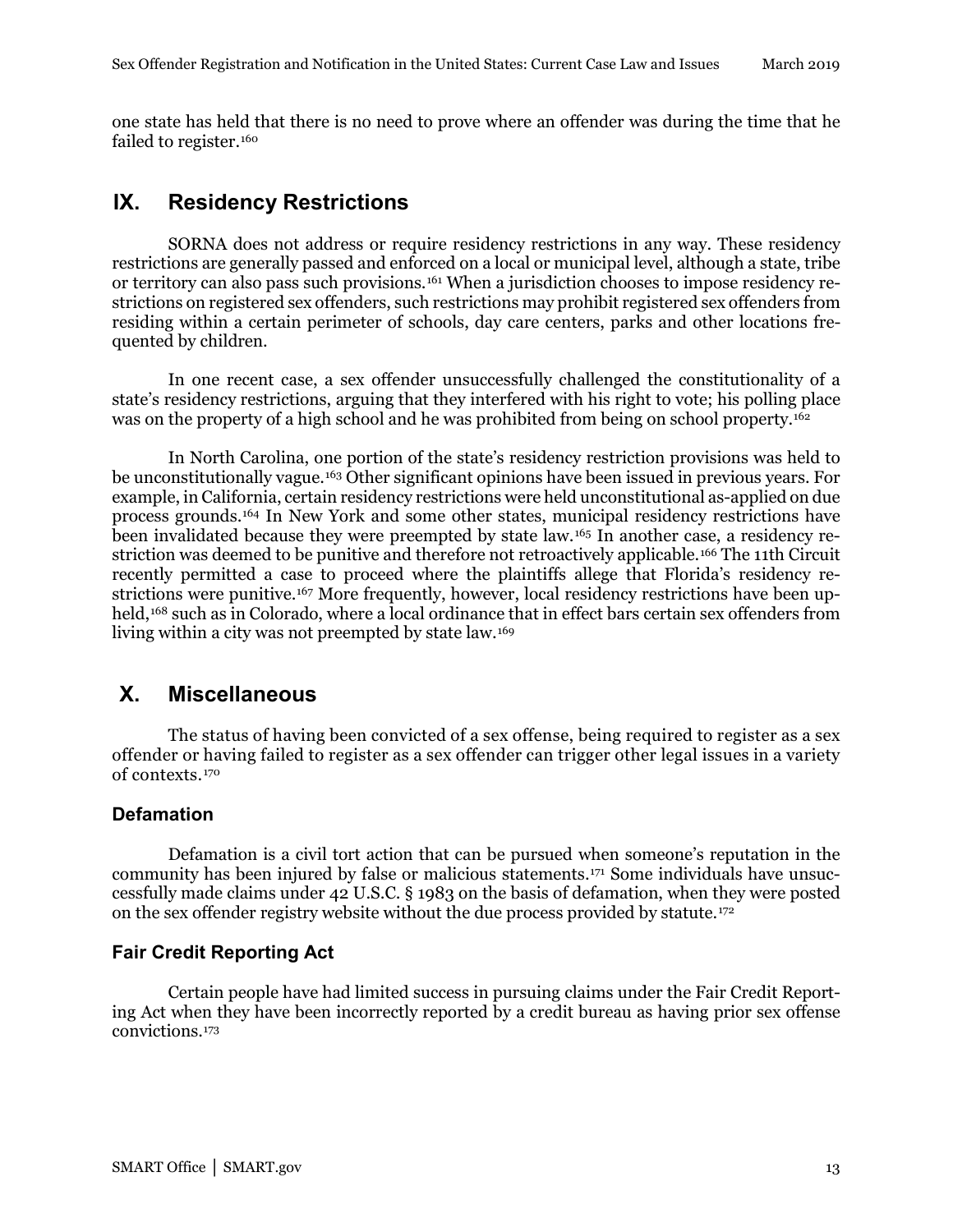one state has held that there is no need to prove where an offender was during the time that he failed to register.[160]

## IX. Residency Restrictions

SORNA does not address or require residency restrictions in any way. These residency restrictions are generally passed and enforced on a local or municipal level, although a state, tribe or territory can also pass such provisions.[161] When a jurisdiction chooses to impose residency restrictions on registered sex offenders, such restrictions may prohibit registered sex offenders from residing within a certain perimeter of schools, day care centers, parks and other locations frequented by children.

In one recent case, a sex offender unsuccessfully challenged the constitutionality of a state's residency restrictions, arguing that they interfered with his right to vote; his polling place was on the property of a high school and he was prohibited from being on school property.[162]

In North Carolina, one portion of the state's residency restriction provisions was held to be unconstitutionally vague.[163] Other significant opinions have been issued in previous years. For example, in California, certain residency restrictions were held unconstitutional as-applied on due process grounds.[164] In New York and some other states, municipal residency restrictions have been invalidated because they were preempted by state law.[165] In another case, a residency restriction was deemed to be punitive and therefore not retroactively applicable.[166] The 11th Circuit recently permitted a case to proceed where the plaintiffs allege that Florida's residency restrictions were punitive.[167] More frequently, however, local residency restrictions have been upheld,[168] such as in Colorado, where a local ordinance that in effect bars certain sex offenders from living within a city was not preempted by state law.[169]

## X. Miscellaneous

The status of having been convicted of a sex offense, being required to register as a sex offender or having failed to register as a sex offender can trigger other legal issues in a variety of contexts.[170]

### Defamation

Defamation is a civil tort action that can be pursued when someone's reputation in the community has been injured by false or malicious statements.[171] Some individuals have unsuccessfully made claims under 42 U.S.C. § 1983 on the basis of defamation, when they were posted on the sex offender registry website without the due process provided by statute.[172]

### Fair Credit Reporting Act

Certain people have had limited success in pursuing claims under the Fair Credit Reporting Act when they have been incorrectly reported by a credit bureau as having prior sex offense convictions.[173]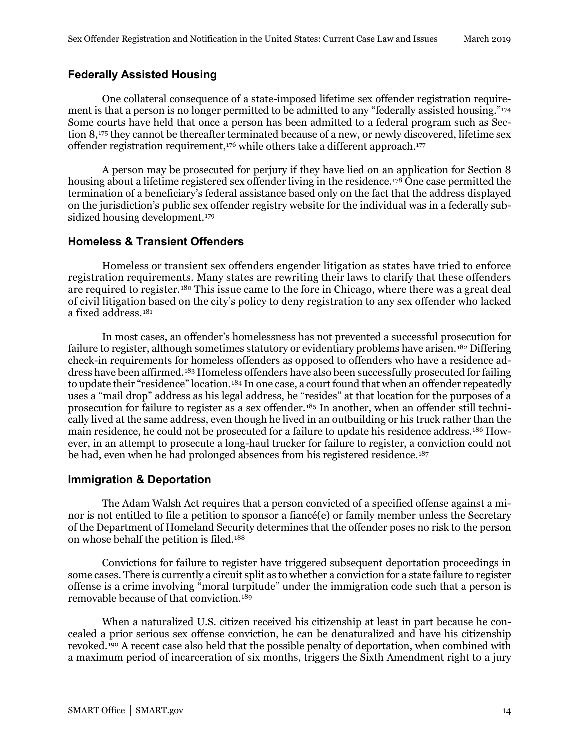## Federally Assisted Housing

One collateral consequence of a state-imposed lifetime sex offender registration requirement is that a person is no longer permitted to be admitted to any "federally assisted housing."[174] Some courts have held that once a person has been admitted to a federal program such as Section 8,[175] they cannot be thereafter terminated because of a new, or newly discovered, lifetime sex offender registration requirement,[176] while others take a different approach.[177]

A person may be prosecuted for perjury if they have lied on an application for Section 8 housing about a lifetime registered sex offender living in the residence.[178] One case permitted the termination of a beneficiary's federal assistance based only on the fact that the address displayed on the jurisdiction's public sex offender registry website for the individual was in a federally subsidized housing development.[179]

## Homeless & Transient Offenders

Homeless or transient sex offenders engender litigation as states have tried to enforce registration requirements. Many states are rewriting their laws to clarify that these offenders are required to register.[180] This issue came to the fore in Chicago, where there was a great deal of civil litigation based on the city's policy to deny registration to any sex offender who lacked a fixed address.[181]

In most cases, an offender's homelessness has not prevented a successful prosecution for failure to register, although sometimes statutory or evidentiary problems have arisen.[182] Differing check-in requirements for homeless offenders as opposed to offenders who have a residence address have been affirmed.[183] Homeless offenders have also been successfully prosecuted for failing to update their "residence" location.[184] In one case, a court found that when an offender repeatedly uses a "mail drop" address as his legal address, he "resides" at that location for the purposes of a prosecution for failure to register as a sex offender.[185] In another, when an offender still technically lived at the same address, even though he lived in an outbuilding or his truck rather than the main residence, he could not be prosecuted for a failure to update his residence address.[186] However, in an attempt to prosecute a long-haul trucker for failure to register, a conviction could not be had, even when he had prolonged absences from his registered residence.[187]

## Immigration & Deportation

The Adam Walsh Act requires that a person convicted of a specified offense against a minor is not entitled to file a petition to sponsor a fiancé(e) or family member unless the Secretary of the Department of Homeland Security determines that the offender poses no risk to the person on whose behalf the petition is filed.[188]

Convictions for failure to register have triggered subsequent deportation proceedings in some cases. There is currently a circuit split as to whether a conviction for a state failure to register offense is a crime involving "moral turpitude" under the immigration code such that a person is removable because of that conviction.[189]

When a naturalized U.S. citizen received his citizenship at least in part because he concealed a prior serious sex offense conviction, he can be denaturalized and have his citizenship revoked.[190] A recent case also held that the possible penalty of deportation, when combined with a maximum period of incarceration of six months, triggers the Sixth Amendment right to a jury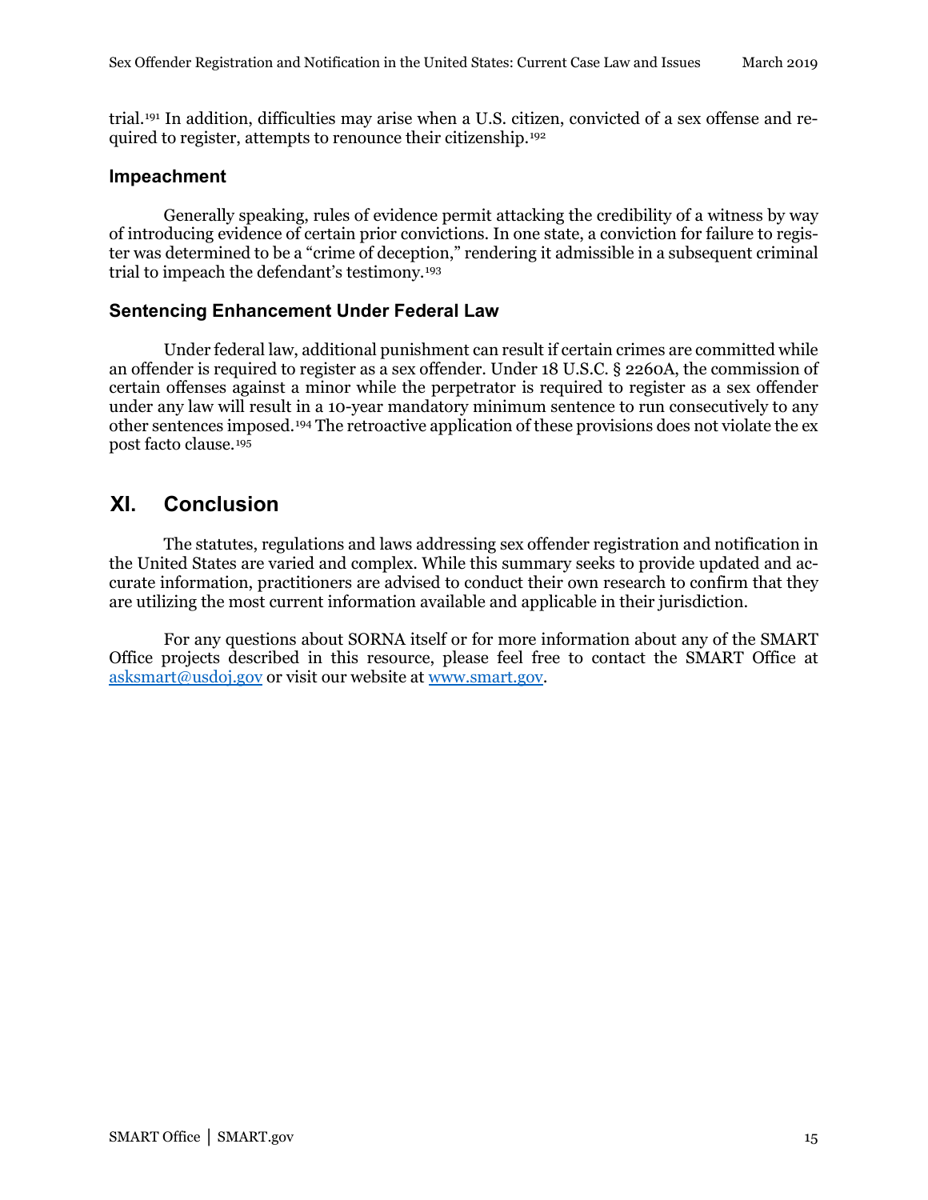trial.[191] In addition, difficulties may arise when a U.S. citizen, convicted of a sex offense and required to register, attempts to renounce their citizenship.[192]

### Impeachment

Generally speaking, rules of evidence permit attacking the credibility of a witness by way of introducing evidence of certain prior convictions. In one state, a conviction for failure to register was determined to be a "crime of deception," rendering it admissible in a subsequent criminal trial to impeach the defendant's testimony.[193]

### Sentencing Enhancement Under Federal Law

Under federal law, additional punishment can result if certain crimes are committed while an offender is required to register as a sex offender. Under 18 U.S.C. § 2260A, the commission of certain offenses against a minor while the perpetrator is required to register as a sex offender under any law will result in a 10-year mandatory minimum sentence to run consecutively to any other sentences imposed.[194] The retroactive application of these provisions does not violate the ex post facto clause.[195]

## XI. Conclusion

The statutes, regulations and laws addressing sex offender registration and notification in the United States are varied and complex. While this summary seeks to provide updated and accurate information, practitioners are advised to conduct their own research to confirm that they are utilizing the most current information available and applicable in their jurisdiction.

For any questions about SORNA itself or for more information about any of the SMART Office projects described in this resource, please feel free to contact the SMART Office at asksmart@usdoj.gov or visit our website at www.smart.gov.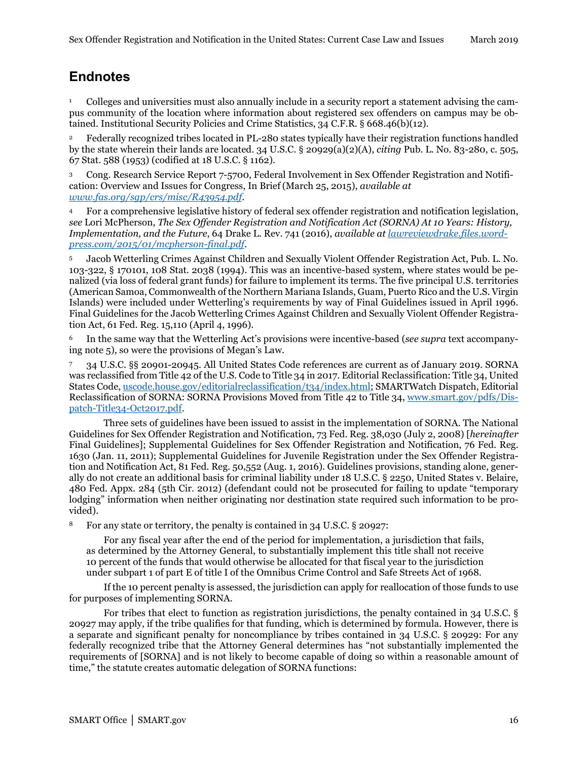## Endnotes

[1] Colleges and universities must also annually include in a security report a statement advising the campus community of the location where information about registered sex offenders on campus may be obtained. Institutional Security Policies and Crime Statistics, 34 C.F.R. § 668.46(b)(12).

[2] Federally recognized tribes located in PL-280 states typically have their registration functions handled by the state wherein their lands are located. 34 U.S.C. § 20929(a)(2)(A), *citing* Pub. L. No. 83-280, c. 505, 67 Stat. 588 (1953) (codified at 18 U.S.C. § 1162).

[3] Cong. Research Service Report 7-5700, Federal Involvement in Sex Offender Registration and Notification: Overview and Issues for Congress, In Brief (March 25, 2015), *available at* [www.fas.org/sgp/crs/misc/R43954.pdf](www.fas.org/sgp/crs/misc/R43954.pdf).

[4] For a comprehensive legislative history of federal sex offender registration and notification legislation, *see* Lori McPherson, *The Sex Offender Registration and Notification Act (SORNA) At 10 Years: History, Implementation, and the Future*, 64 Drake L. Rev. 741 (2016), *available at* [lawreviewdrake.files.wordpress.com/2015/01/mcpherson-final.pdf](lawreviewdrake.files.wordpress.com/2015/01/mcpherson-final.pdf).

[5] Jacob Wetterling Crimes Against Children and Sexually Violent Offender Registration Act, Pub. L. No. 103-322, § 170101, 108 Stat. 2038 (1994). This was an incentive-based system, where states would be penalized (via loss of federal grant funds) for failure to implement its terms. The five principal U.S. territories (American Samoa, Commonwealth of the Northern Mariana Islands, Guam, Puerto Rico and the U.S. Virgin Islands) were included under Wetterling's requirements by way of Final Guidelines issued in April 1996. Final Guidelines for the Jacob Wetterling Crimes Against Children and Sexually Violent Offender Registration Act, 61 Fed. Reg. 15,110 (April 4, 1996).

[6] In the same way that the Wetterling Act's provisions were incentive-based (*see supra* text accompanying note 5), so were the provisions of Megan's Law.

[7] 34 U.S.C. §§ 20901-20945. All United States Code references are current as of January 2019. SORNA was reclassified from Title 42 of the U.S. Code to Title 34 in 2017. Editorial Reclassification: Title 34, United States Code, [uscode.house.gov/editorialreclassification/t34/index.html](uscode.house.gov/editorialreclassification/t34/index.html); SMARTWatch Dispatch, Editorial Reclassification of SORNA: SORNA Provisions Moved from Title 42 to Title 34, [www.smart.gov/pdfs/Dispatch-Title34-Oct2017.pdf](www.smart.gov/pdfs/Dispatch-Title34-Oct2017.pdf).

Three sets of guidelines have been issued to assist in the implementation of SORNA. The National Guidelines for Sex Offender Registration and Notification, 73 Fed. Reg. 38,030 (July 2, 2008) [*hereinafter* Final Guidelines]; Supplemental Guidelines for Sex Offender Registration and Notification, 76 Fed. Reg. 1630 (Jan. 11, 2011); Supplemental Guidelines for Juvenile Registration under the Sex Offender Registration and Notification Act, 81 Fed. Reg. 50,552 (Aug. 1, 2016). Guidelines provisions, standing alone, generally do not create an additional basis for criminal liability under 18 U.S.C. § 2250, United States v. Belaire, 480 Fed. Appx. 284 (5th Cir. 2012) (defendant could not be prosecuted for failing to update "temporary lodging" information when neither originating nor destination state required such information to be provided).

[8] For any state or territory, the penalty is contained in 34 U.S.C. § 20927:

> For any fiscal year after the end of the period for implementation, a jurisdiction that fails, as determined by the Attorney General, to substantially implement this title shall not receive 10 percent of the funds that would otherwise be allocated for that fiscal year to the jurisdiction under subpart 1 of part E of title I of the Omnibus Crime Control and Safe Streets Act of 1968.

If the 10 percent penalty is assessed, the jurisdiction can apply for reallocation of those funds to use for purposes of implementing SORNA.

For tribes that elect to function as registration jurisdictions, the penalty contained in 34 U.S.C. § 20927 may apply, if the tribe qualifies for that funding, which is determined by formula. However, there is a separate and significant penalty for noncompliance by tribes contained in 34 U.S.C. § 20929: For any federally recognized tribe that the Attorney General determines has "not substantially implemented the requirements of [SORNA] and is not likely to become capable of doing so within a reasonable amount of time," the statute creates automatic delegation of SORNA functions: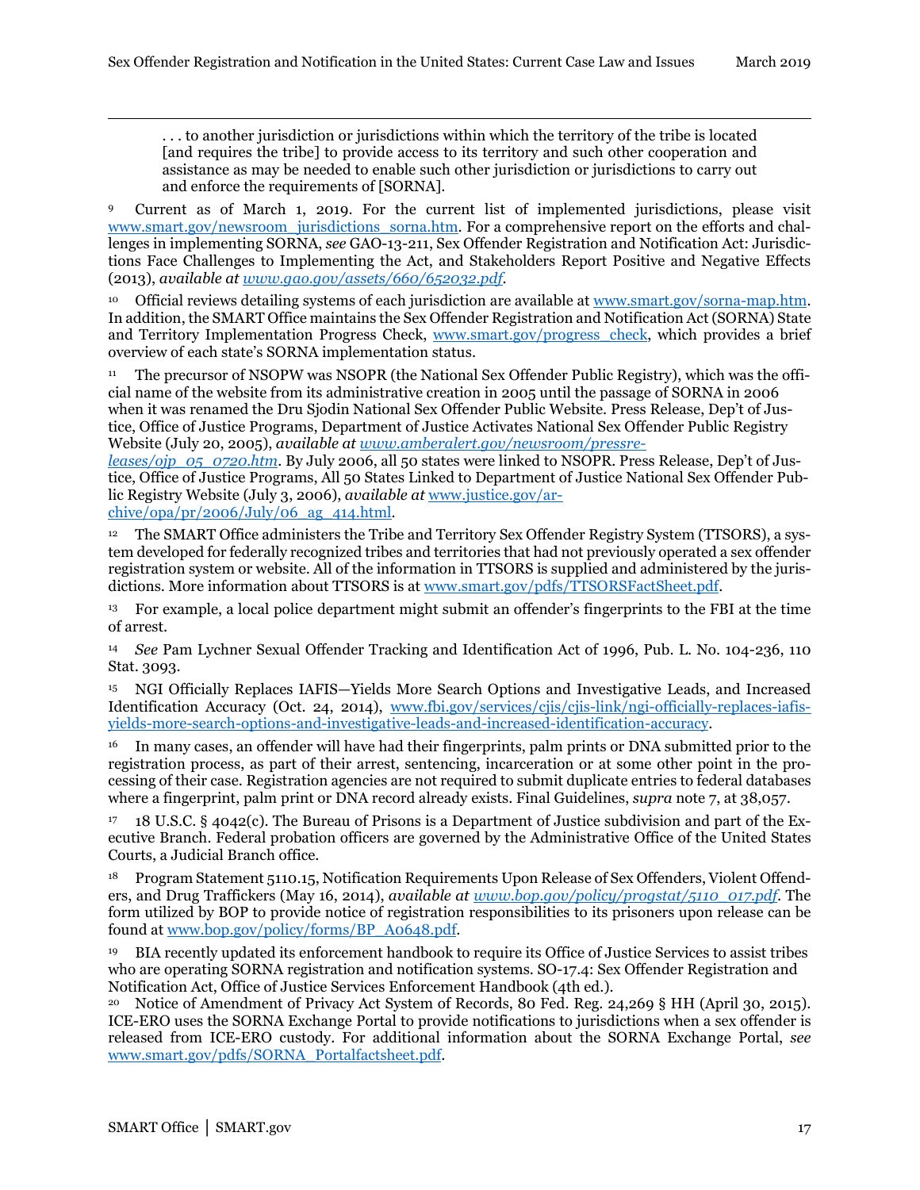> . . . to another jurisdiction or jurisdictions within which the territory of the tribe is located [and requires the tribe] to provide access to its territory and such other cooperation and assistance as may be needed to enable such other jurisdiction or jurisdictions to carry out and enforce the requirements of [SORNA].

[9] Current as of March 1, 2019. For the current list of implemented jurisdictions, please visit www.smart.gov/newsroom_jurisdictions_sorna.htm. For a comprehensive report on the efforts and challenges in implementing SORNA, *see* GAO-13-211, Sex Offender Registration and Notification Act: Jurisdictions Face Challenges to Implementing the Act, and Stakeholders Report Positive and Negative Effects (2013), *available at www.gao.gov/assets/660/652032.pdf*.

[10] Official reviews detailing systems of each jurisdiction are available at www.smart.gov/sorna-map.htm. In addition, the SMART Office maintains the Sex Offender Registration and Notification Act (SORNA) State and Territory Implementation Progress Check, www.smart.gov/progress_check, which provides a brief overview of each state's SORNA implementation status.

[11] The precursor of NSOPW was NSOPR (the National Sex Offender Public Registry), which was the official name of the website from its administrative creation in 2005 until the passage of SORNA in 2006 when it was renamed the Dru Sjodin National Sex Offender Public Website. Press Release, Dep't of Justice, Office of Justice Programs, Department of Justice Activates National Sex Offender Public Registry Website (July 20, 2005), *available at www.amberalert.gov/newsroom/pressreleases/ojp_05_0720.htm*. By July 2006, all 50 states were linked to NSOPR. Press Release, Dep't of Justice, Office of Justice Programs, All 50 States Linked to Department of Justice National Sex Offender Public Registry Website (July 3, 2006), *available at* www.justice.gov/archive/opa/pr/2006/July/06_ag_414.html.

[12] The SMART Office administers the Tribe and Territory Sex Offender Registry System (TTSORS), a system developed for federally recognized tribes and territories that had not previously operated a sex offender registration system or website. All of the information in TTSORS is supplied and administered by the jurisdictions. More information about TTSORS is at www.smart.gov/pdfs/TTSORSFactSheet.pdf.

[13] For example, a local police department might submit an offender's fingerprints to the FBI at the time of arrest.

[14] *See* Pam Lychner Sexual Offender Tracking and Identification Act of 1996, Pub. L. No. 104-236, 110 Stat. 3093.

[15] NGI Officially Replaces IAFIS—Yields More Search Options and Investigative Leads, and Increased Identification Accuracy (Oct. 24, 2014), www.fbi.gov/services/cjis/cjis-link/ngi-officially-replaces-iafis-yields-more-search-options-and-investigative-leads-and-increased-identification-accuracy.

[16] In many cases, an offender will have had their fingerprints, palm prints or DNA submitted prior to the registration process, as part of their arrest, sentencing, incarceration or at some other point in the processing of their case. Registration agencies are not required to submit duplicate entries to federal databases where a fingerprint, palm print or DNA record already exists. Final Guidelines, *supra* note 7, at 38,057.

[17] 18 U.S.C. § 4042(c). The Bureau of Prisons is a Department of Justice subdivision and part of the Executive Branch. Federal probation officers are governed by the Administrative Office of the United States Courts, a Judicial Branch office.

[18] Program Statement 5110.15, Notification Requirements Upon Release of Sex Offenders, Violent Offenders, and Drug Traffickers (May 16, 2014), *available at www.bop.gov/policy/progstat/5110_017.pdf*. The form utilized by BOP to provide notice of registration responsibilities to its prisoners upon release can be found at www.bop.gov/policy/forms/BP_A0648.pdf.

[19] BIA recently updated its enforcement handbook to require its Office of Justice Services to assist tribes who are operating SORNA registration and notification systems. SO-17.4: Sex Offender Registration and Notification Act, Office of Justice Services Enforcement Handbook (4th ed.).

[20] Notice of Amendment of Privacy Act System of Records, 80 Fed. Reg. 24,269 § HH (April 30, 2015). ICE-ERO uses the SORNA Exchange Portal to provide notifications to jurisdictions when a sex offender is released from ICE-ERO custody. For additional information about the SORNA Exchange Portal, *see* www.smart.gov/pdfs/SORNA_Portalfactsheet.pdf.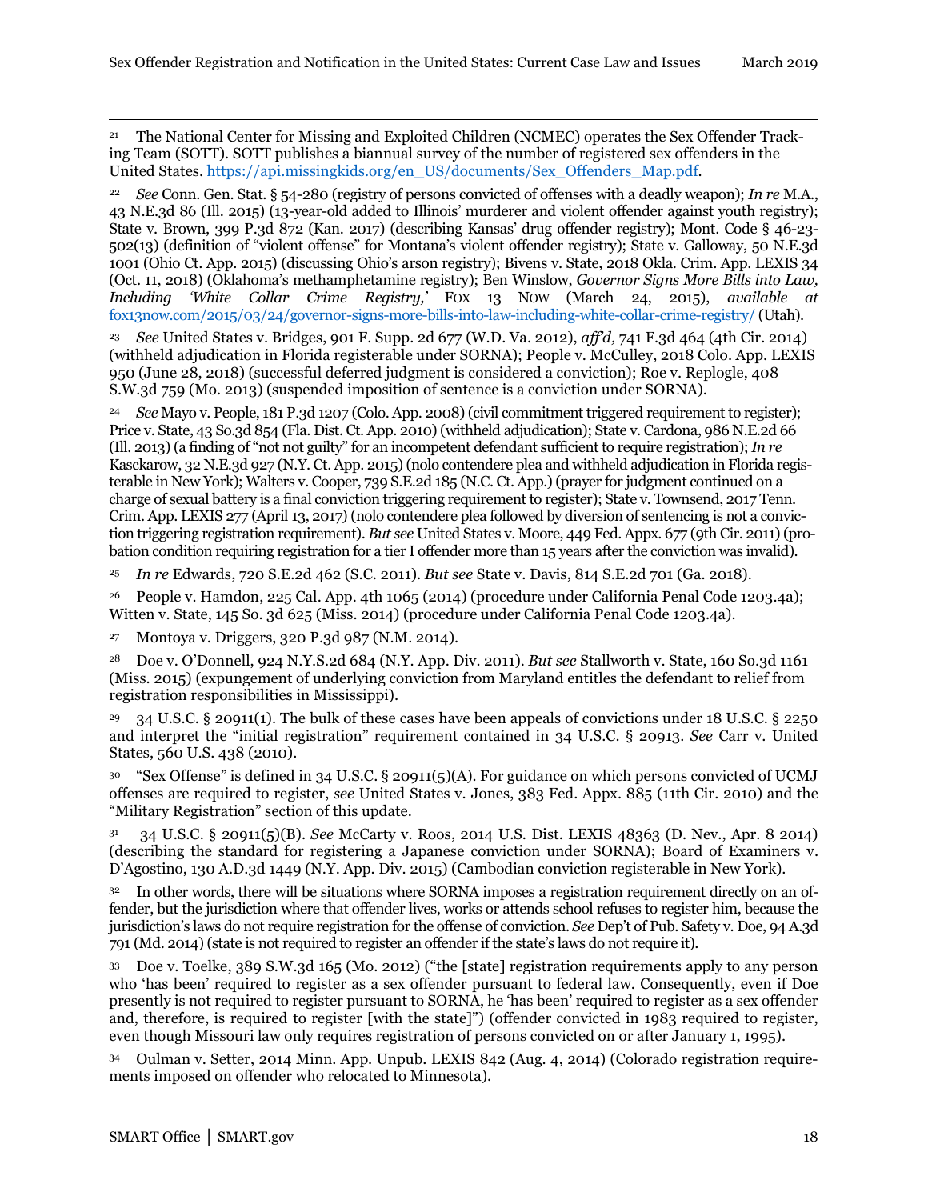[21] The National Center for Missing and Exploited Children (NCMEC) operates the Sex Offender Tracking Team (SOTT). SOTT publishes a biannual survey of the number of registered sex offenders in the United States. https://api.missingkids.org/en_US/documents/Sex_Offenders_Map.pdf.

[22] *See* Conn. Gen. Stat. § 54-280 (registry of persons convicted of offenses with a deadly weapon); *In re* M.A., 43 N.E.3d 86 (Ill. 2015) (13-year-old added to Illinois' murderer and violent offender against youth registry); State v. Brown, 399 P.3d 872 (Kan. 2017) (describing Kansas' drug offender registry); Mont. Code § 46-23-502(13) (definition of "violent offense" for Montana's violent offender registry); State v. Galloway, 50 N.E.3d 1001 (Ohio Ct. App. 2015) (discussing Ohio's arson registry); Bivens v. State, 2018 Okla. Crim. App. LEXIS 34 (Oct. 11, 2018) (Oklahoma's methamphetamine registry); Ben Winslow, *Governor Signs More Bills into Law, Including 'White Collar Crime Registry,'* FOX 13 NOW (March 24, 2015), *available at* fox13now.com/2015/03/24/governor-signs-more-bills-into-law-including-white-collar-crime-registry/ (Utah).

[23] *See* United States v. Bridges, 901 F. Supp. 2d 677 (W.D. Va. 2012), *aff'd,* 741 F.3d 464 (4th Cir. 2014) (withheld adjudication in Florida registerable under SORNA); People v. McCulley, 2018 Colo. App. LEXIS 950 (June 28, 2018) (successful deferred judgment is considered a conviction); Roe v. Replogle, 408 S.W.3d 759 (Mo. 2013) (suspended imposition of sentence is a conviction under SORNA).

[24] *See* Mayo v. People, 181 P.3d 1207 (Colo. App. 2008) (civil commitment triggered requirement to register); Price v. State, 43 So.3d 854 (Fla. Dist. Ct. App. 2010) (withheld adjudication); State v. Cardona, 986 N.E.2d 66 (Ill. 2013) (a finding of "not not guilty" for an incompetent defendant sufficient to require registration); *In re* Kasckarow, 32 N.E.3d 927 (N.Y. Ct. App. 2015) (nolo contendere plea and withheld adjudication in Florida registerable in New York); Walters v. Cooper, 739 S.E.2d 185 (N.C. Ct. App.) (prayer for judgment continued on a charge of sexual battery is a final conviction triggering requirement to register); State v. Townsend, 2017 Tenn. Crim. App. LEXIS 277 (April 13, 2017) (nolo contendere plea followed by diversion of sentencing is not a conviction triggering registration requirement). *But see* United States v. Moore, 449 Fed. Appx. 677 (9th Cir. 2011) (probation condition requiring registration for a tier I offender more than 15 years after the conviction was invalid).

[25] *In re* Edwards, 720 S.E.2d 462 (S.C. 2011). *But see* State v. Davis, 814 S.E.2d 701 (Ga. 2018).

[26] People v. Hamdon, 225 Cal. App. 4th 1065 (2014) (procedure under California Penal Code 1203.4a); Witten v. State, 145 So. 3d 625 (Miss. 2014) (procedure under California Penal Code 1203.4a).

[27] Montoya v. Driggers, 320 P.3d 987 (N.M. 2014).

[28] Doe v. O'Donnell, 924 N.Y.S.2d 684 (N.Y. App. Div. 2011). *But see* Stallworth v. State, 160 So.3d 1161 (Miss. 2015) (expungement of underlying conviction from Maryland entitles the defendant to relief from registration responsibilities in Mississippi).

[29] 34 U.S.C. § 20911(1). The bulk of these cases have been appeals of convictions under 18 U.S.C. § 2250 and interpret the "initial registration" requirement contained in 34 U.S.C. § 20913. *See* Carr v. United States, 560 U.S. 438 (2010).

[30] "Sex Offense" is defined in 34 U.S.C. § 20911(5)(A). For guidance on which persons convicted of UCMJ offenses are required to register, *see* United States v. Jones, 383 Fed. Appx. 885 (11th Cir. 2010) and the "Military Registration" section of this update.

[31] 34 U.S.C. § 20911(5)(B). *See* McCarty v. Roos, 2014 U.S. Dist. LEXIS 48363 (D. Nev., Apr. 8 2014) (describing the standard for registering a Japanese conviction under SORNA); Board of Examiners v. D'Agostino, 130 A.D.3d 1449 (N.Y. App. Div. 2015) (Cambodian conviction registerable in New York).

[32] In other words, there will be situations where SORNA imposes a registration requirement directly on an offender, but the jurisdiction where that offender lives, works or attends school refuses to register him, because the jurisdiction's laws do not require registration for the offense of conviction. *See* Dep't of Pub. Safety v. Doe, 94 A.3d 791 (Md. 2014) (state is not required to register an offender if the state's laws do not require it).

[33] Doe v. Toelke, 389 S.W.3d 165 (Mo. 2012) ("the [state] registration requirements apply to any person who 'has been' required to register as a sex offender pursuant to federal law. Consequently, even if Doe presently is not required to register pursuant to SORNA, he 'has been' required to register as a sex offender and, therefore, is required to register [with the state]") (offender convicted in 1983 required to register, even though Missouri law only requires registration of persons convicted on or after January 1, 1995).

[34] Oulman v. Setter, 2014 Minn. App. Unpub. LEXIS 842 (Aug. 4, 2014) (Colorado registration requirements imposed on offender who relocated to Minnesota).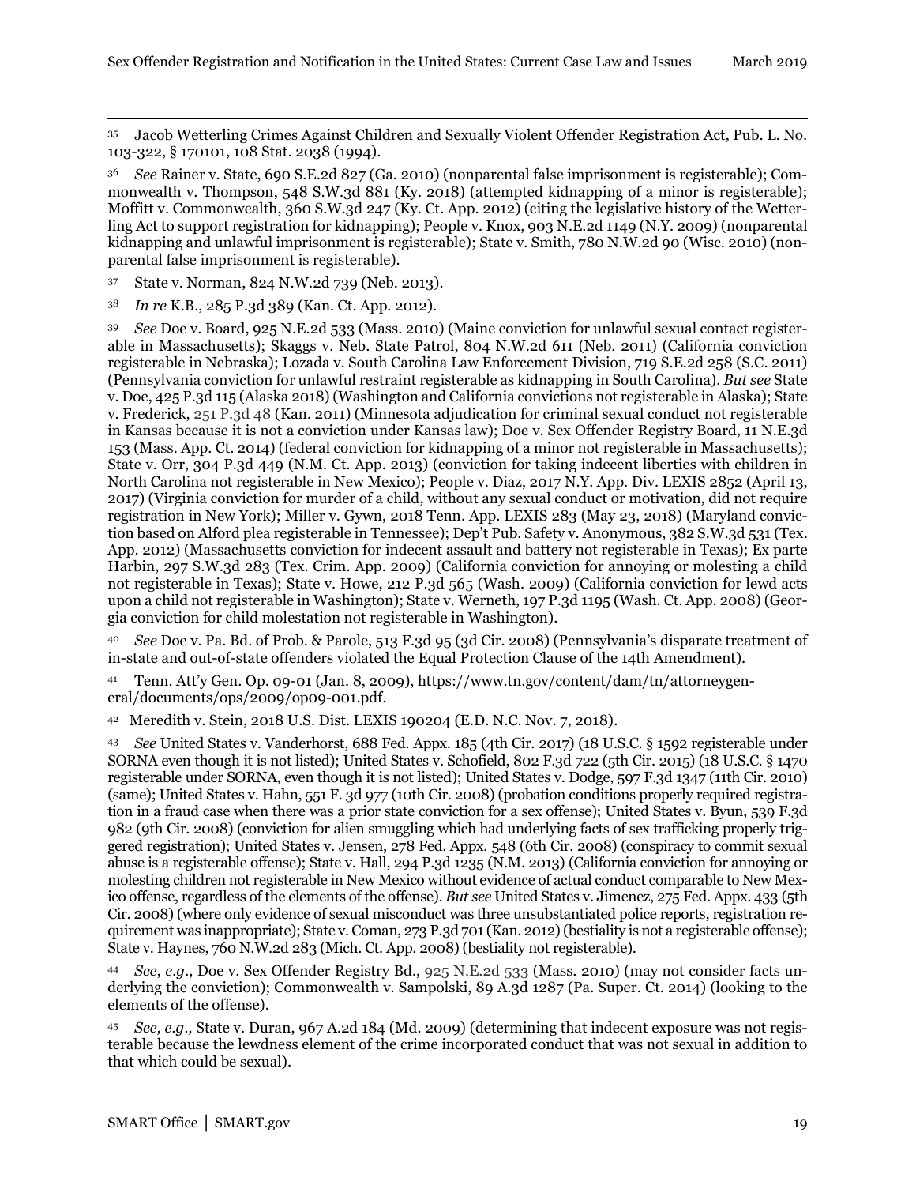[35] Jacob Wetterling Crimes Against Children and Sexually Violent Offender Registration Act, Pub. L. No. 103-322, § 170101, 108 Stat. 2038 (1994).

[36] *See* Rainer v. State, 690 S.E.2d 827 (Ga. 2010) (nonparental false imprisonment is registerable); Commonwealth v. Thompson, 548 S.W.3d 881 (Ky. 2018) (attempted kidnapping of a minor is registerable); Moffitt v. Commonwealth, 360 S.W.3d 247 (Ky. Ct. App. 2012) (citing the legislative history of the Wetterling Act to support registration for kidnapping); People v. Knox, 903 N.E.2d 1149 (N.Y. 2009) (nonparental kidnapping and unlawful imprisonment is registerable); State v. Smith, 780 N.W.2d 90 (Wisc. 2010) (nonparental false imprisonment is registerable).

[37] State v. Norman, 824 N.W.2d 739 (Neb. 2013).

[38] *In re* K.B., 285 P.3d 389 (Kan. Ct. App. 2012).

[39] *See* Doe v. Board, 925 N.E.2d 533 (Mass. 2010) (Maine conviction for unlawful sexual contact registerable in Massachusetts); Skaggs v. Neb. State Patrol, 804 N.W.2d 611 (Neb. 2011) (California conviction registerable in Nebraska); Lozada v. South Carolina Law Enforcement Division, 719 S.E.2d 258 (S.C. 2011) (Pennsylvania conviction for unlawful restraint registerable as kidnapping in South Carolina). *But see* State v. Doe, 425 P.3d 115 (Alaska 2018) (Washington and California convictions not registerable in Alaska); State v. Frederick, 251 P.3d 48 (Kan. 2011) (Minnesota adjudication for criminal sexual conduct not registerable in Kansas because it is not a conviction under Kansas law); Doe v. Sex Offender Registry Board, 11 N.E.3d 153 (Mass. App. Ct. 2014) (federal conviction for kidnapping of a minor not registerable in Massachusetts); State v. Orr, 304 P.3d 449 (N.M. Ct. App. 2013) (conviction for taking indecent liberties with children in North Carolina not registerable in New Mexico); People v. Diaz, 2017 N.Y. App. Div. LEXIS 2852 (April 13, 2017) (Virginia conviction for murder of a child, without any sexual conduct or motivation, did not require registration in New York); Miller v. Gywn, 2018 Tenn. App. LEXIS 283 (May 23, 2018) (Maryland conviction based on Alford plea registerable in Tennessee); Dep't Pub. Safety v. Anonymous, 382 S.W.3d 531 (Tex. App. 2012) (Massachusetts conviction for indecent assault and battery not registerable in Texas); Ex parte Harbin, 297 S.W.3d 283 (Tex. Crim. App. 2009) (California conviction for annoying or molesting a child not registerable in Texas); State v. Howe, 212 P.3d 565 (Wash. 2009) (California conviction for lewd acts upon a child not registerable in Washington); State v. Werneth, 197 P.3d 1195 (Wash. Ct. App. 2008) (Georgia conviction for child molestation not registerable in Washington).

[40] *See* Doe v. Pa. Bd. of Prob. & Parole, 513 F.3d 95 (3d Cir. 2008) (Pennsylvania's disparate treatment of in-state and out-of-state offenders violated the Equal Protection Clause of the 14th Amendment).

[41] Tenn. Att'y Gen. Op. 09-01 (Jan. 8, 2009), https://www.tn.gov/content/dam/tn/attorneygeneral/documents/ops/2009/op09-001.pdf.

[42] Meredith v. Stein, 2018 U.S. Dist. LEXIS 190204 (E.D. N.C. Nov. 7, 2018).

[43] *See* United States v. Vanderhorst, 688 Fed. Appx. 185 (4th Cir. 2017) (18 U.S.C. § 1592 registerable under SORNA even though it is not listed); United States v. Schofield, 802 F.3d 722 (5th Cir. 2015) (18 U.S.C. § 1470 registerable under SORNA, even though it is not listed); United States v. Dodge, 597 F.3d 1347 (11th Cir. 2010) (same); United States v. Hahn, 551 F. 3d 977 (10th Cir. 2008) (probation conditions properly required registration in a fraud case when there was a prior state conviction for a sex offense); United States v. Byun, 539 F.3d 982 (9th Cir. 2008) (conviction for alien smuggling which had underlying facts of sex trafficking properly triggered registration); United States v. Jensen, 278 Fed. Appx. 548 (6th Cir. 2008) (conspiracy to commit sexual abuse is a registerable offense); State v. Hall, 294 P.3d 1235 (N.M. 2013) (California conviction for annoying or molesting children not registerable in New Mexico without evidence of actual conduct comparable to New Mexico offense, regardless of the elements of the offense). *But see* United States v. Jimenez, 275 Fed. Appx. 433 (5th Cir. 2008) (where only evidence of sexual misconduct was three unsubstantiated police reports, registration requirement was inappropriate); State v. Coman, 273 P.3d 701 (Kan. 2012) (bestiality is not a registerable offense); State v. Haynes, 760 N.W.2d 283 (Mich. Ct. App. 2008) (bestiality not registerable).

[44] *See*, *e.g*., Doe v. Sex Offender Registry Bd., 925 N.E.2d 533 (Mass. 2010) (may not consider facts underlying the conviction); Commonwealth v. Sampolski, 89 A.3d 1287 (Pa. Super. Ct. 2014) (looking to the elements of the offense).

[45] *See, e.g.,* State v. Duran, 967 A.2d 184 (Md. 2009) (determining that indecent exposure was not registerable because the lewdness element of the crime incorporated conduct that was not sexual in addition to that which could be sexual).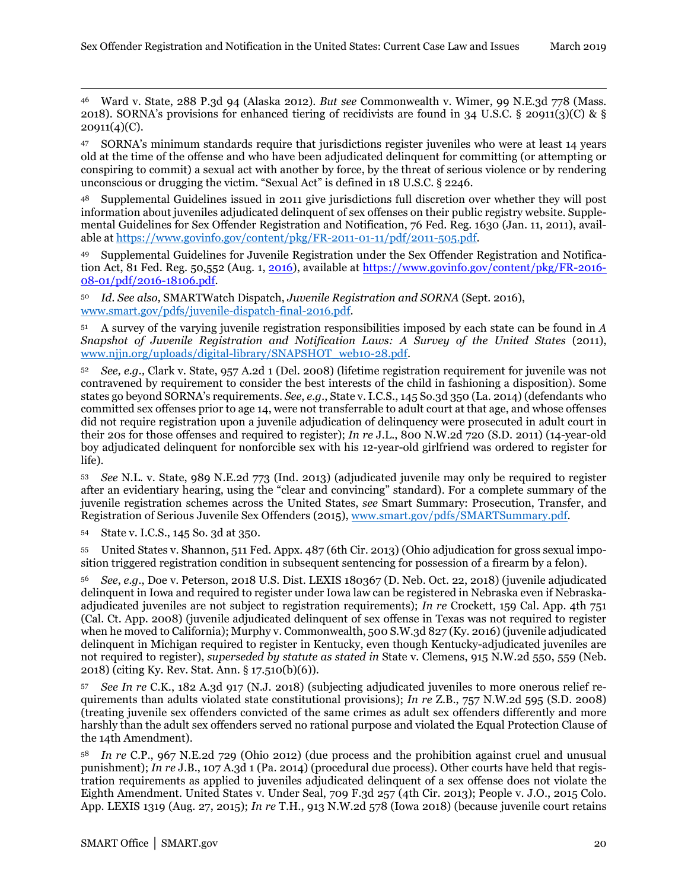[46] Ward v. State, 288 P.3d 94 (Alaska 2012). *But see* Commonwealth v. Wimer, 99 N.E.3d 778 (Mass. 2018). SORNA's provisions for enhanced tiering of recidivists are found in 34 U.S.C. § 20911(3)(C) & § 20911(4)(C).

[47] SORNA's minimum standards require that jurisdictions register juveniles who were at least 14 years old at the time of the offense and who have been adjudicated delinquent for committing (or attempting or conspiring to commit) a sexual act with another by force, by the threat of serious violence or by rendering unconscious or drugging the victim. "Sexual Act" is defined in 18 U.S.C. § 2246.

[48] Supplemental Guidelines issued in 2011 give jurisdictions full discretion over whether they will post information about juveniles adjudicated delinquent of sex offenses on their public registry website. Supplemental Guidelines for Sex Offender Registration and Notification, 76 Fed. Reg. 1630 (Jan. 11, 2011), available at https://www.govinfo.gov/content/pkg/FR-2011-01-11/pdf/2011-505.pdf.

[49] Supplemental Guidelines for Juvenile Registration under the Sex Offender Registration and Notification Act, 81 Fed. Reg. 50,552 (Aug. 1, 2016), available at https://www.govinfo.gov/content/pkg/FR-2016-08-01/pdf/2016-18106.pdf.

[50] *Id. See also,* SMARTWatch Dispatch, *Juvenile Registration and SORNA* (Sept. 2016), www.smart.gov/pdfs/juvenile-dispatch-final-2016.pdf.

[51] A survey of the varying juvenile registration responsibilities imposed by each state can be found in *A Snapshot of Juvenile Registration and Notification Laws: A Survey of the United States* (2011), www.njjn.org/uploads/digital-library/SNAPSHOT_web10-28.pdf.

[52] *See, e.g.,* Clark v. State, 957 A.2d 1 (Del. 2008) (lifetime registration requirement for juvenile was not contravened by requirement to consider the best interests of the child in fashioning a disposition). Some states go beyond SORNA's requirements. *See*, *e.g*., State v. I.C.S., 145 So.3d 350 (La. 2014) (defendants who committed sex offenses prior to age 14, were not transferrable to adult court at that age, and whose offenses did not require registration upon a juvenile adjudication of delinquency were prosecuted in adult court in their 20s for those offenses and required to register); *In re* J.L., 800 N.W.2d 720 (S.D. 2011) (14-year-old boy adjudicated delinquent for nonforcible sex with his 12-year-old girlfriend was ordered to register for life).

[53] *See* N.L. v. State, 989 N.E.2d 773 (Ind. 2013) (adjudicated juvenile may only be required to register after an evidentiary hearing, using the "clear and convincing" standard). For a complete summary of the juvenile registration schemes across the United States, *see* Smart Summary: Prosecution, Transfer, and Registration of Serious Juvenile Sex Offenders (2015), www.smart.gov/pdfs/SMARTSummary.pdf.

[54] State v. I.C.S., 145 So. 3d at 350.

[55] United States v. Shannon, 511 Fed. Appx. 487 (6th Cir. 2013) (Ohio adjudication for gross sexual imposition triggered registration condition in subsequent sentencing for possession of a firearm by a felon).

[56] *See*, *e.g*., Doe v. Peterson, 2018 U.S. Dist. LEXIS 180367 (D. Neb. Oct. 22, 2018) (juvenile adjudicated delinquent in Iowa and required to register under Iowa law can be registered in Nebraska even if Nebraska-adjudicated juveniles are not subject to registration requirements); *In re* Crockett, 159 Cal. App. 4th 751 (Cal. Ct. App. 2008) (juvenile adjudicated delinquent of sex offense in Texas was not required to register when he moved to California); Murphy v. Commonwealth, 500 S.W.3d 827 (Ky. 2016) (juvenile adjudicated delinquent in Michigan required to register in Kentucky, even though Kentucky-adjudicated juveniles are not required to register), *superseded by statute as stated in* State v. Clemens, 915 N.W.2d 550, 559 (Neb. 2018) (citing Ky. Rev. Stat. Ann. § 17.510(b)(6)).

[57] *See In re* C.K., 182 A.3d 917 (N.J. 2018) (subjecting adjudicated juveniles to more onerous relief requirements than adults violated state constitutional provisions); *In re* Z.B., 757 N.W.2d 595 (S.D. 2008) (treating juvenile sex offenders convicted of the same crimes as adult sex offenders differently and more harshly than the adult sex offenders served no rational purpose and violated the Equal Protection Clause of the 14th Amendment).

[58] *In re* C.P., 967 N.E.2d 729 (Ohio 2012) (due process and the prohibition against cruel and unusual punishment); *In re* J.B., 107 A.3d 1 (Pa. 2014) (procedural due process). Other courts have held that registration requirements as applied to juveniles adjudicated delinquent of a sex offense does not violate the Eighth Amendment. United States v. Under Seal, 709 F.3d 257 (4th Cir. 2013); People v. J.O., 2015 Colo. App. LEXIS 1319 (Aug. 27, 2015); *In re* T.H., 913 N.W.2d 578 (Iowa 2018) (because juvenile court retains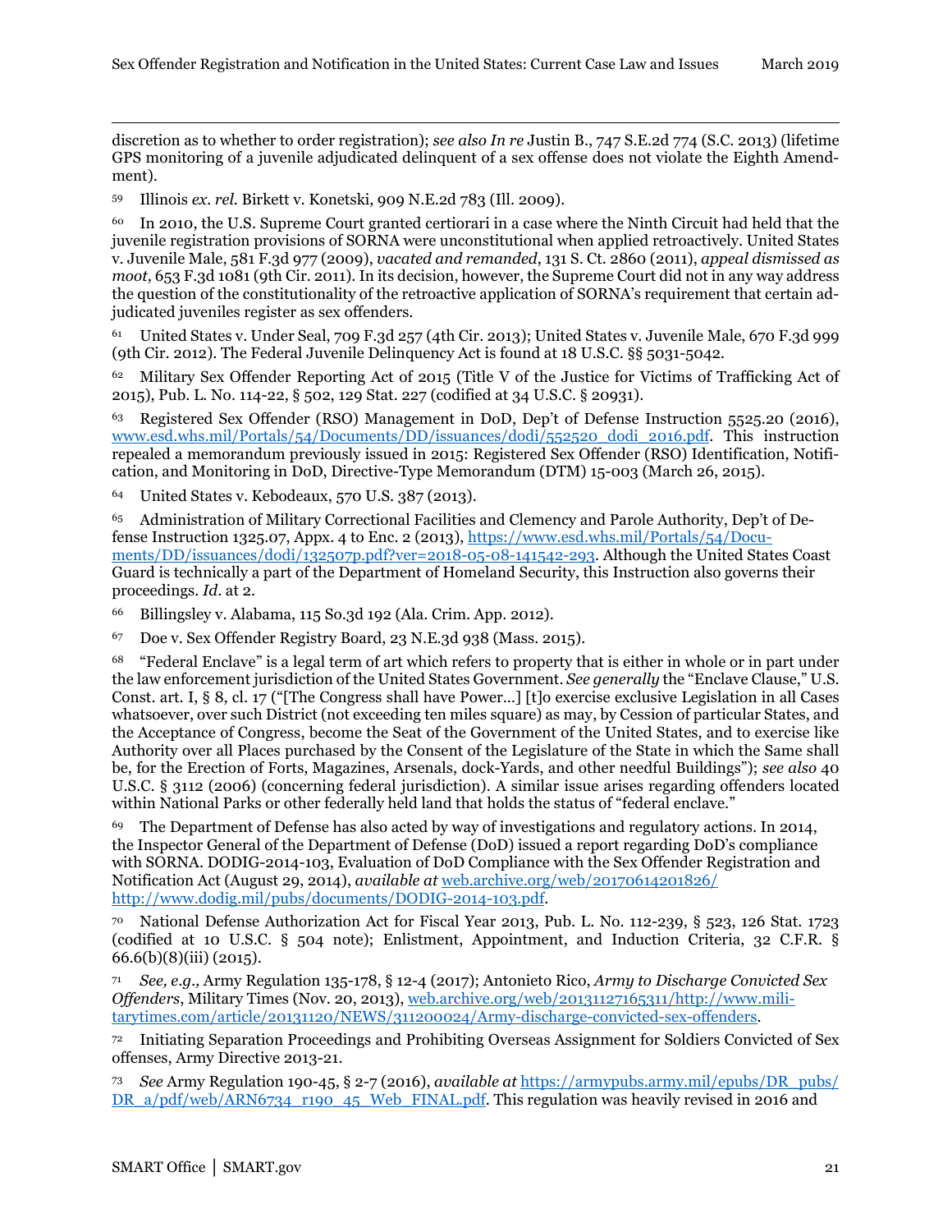discretion as to whether to order registration); *see also In re* Justin B., 747 S.E.2d 774 (S.C. 2013) (lifetime GPS monitoring of a juvenile adjudicated delinquent of a sex offense does not violate the Eighth Amendment).

59 Illinois *ex. rel.* Birkett v. Konetski, 909 N.E.2d 783 (Ill. 2009).

60 In 2010, the U.S. Supreme Court granted certiorari in a case where the Ninth Circuit had held that the juvenile registration provisions of SORNA were unconstitutional when applied retroactively. United States v. Juvenile Male, 581 F.3d 977 (2009), *vacated and remanded*, 131 S. Ct. 2860 (2011), *appeal dismissed as moot*, 653 F.3d 1081 (9th Cir. 2011). In its decision, however, the Supreme Court did not in any way address the question of the constitutionality of the retroactive application of SORNA's requirement that certain adjudicated juveniles register as sex offenders.

61 United States v. Under Seal, 709 F.3d 257 (4th Cir. 2013); United States v. Juvenile Male, 670 F.3d 999 (9th Cir. 2012). The Federal Juvenile Delinquency Act is found at 18 U.S.C. §§ 5031-5042.

62 Military Sex Offender Reporting Act of 2015 (Title V of the Justice for Victims of Trafficking Act of 2015), Pub. L. No. 114-22, § 502, 129 Stat. 227 (codified at 34 U.S.C. § 20931).

63 Registered Sex Offender (RSO) Management in DoD, Dep't of Defense Instruction 5525.20 (2016), www.esd.whs.mil/Portals/54/Documents/DD/issuances/dodi/552520_dodi_2016.pdf. This instruction repealed a memorandum previously issued in 2015: Registered Sex Offender (RSO) Identification, Notification, and Monitoring in DoD, Directive-Type Memorandum (DTM) 15-003 (March 26, 2015).

64 United States v. Kebodeaux, 570 U.S. 387 (2013).

65 Administration of Military Correctional Facilities and Clemency and Parole Authority, Dep't of Defense Instruction 1325.07, Appx. 4 to Enc. 2 (2013), https://www.esd.whs.mil/Portals/54/Documents/DD/issuances/dodi/132507p.pdf?ver=2018-05-08-141542-293. Although the United States Coast Guard is technically a part of the Department of Homeland Security, this Instruction also governs their proceedings. *Id.* at 2.

66 Billingsley v. Alabama, 115 So.3d 192 (Ala. Crim. App. 2012).

67 Doe v. Sex Offender Registry Board, 23 N.E.3d 938 (Mass. 2015).

68 "Federal Enclave" is a legal term of art which refers to property that is either in whole or in part under the law enforcement jurisdiction of the United States Government. *See generally* the "Enclave Clause," U.S. Const. art. I, § 8, cl. 17 ("[The Congress shall have Power…] [t]o exercise exclusive Legislation in all Cases whatsoever, over such District (not exceeding ten miles square) as may, by Cession of particular States, and the Acceptance of Congress, become the Seat of the Government of the United States, and to exercise like Authority over all Places purchased by the Consent of the Legislature of the State in which the Same shall be, for the Erection of Forts, Magazines, Arsenals, dock-Yards, and other needful Buildings"); *see also* 40 U.S.C. § 3112 (2006) (concerning federal jurisdiction). A similar issue arises regarding offenders located within National Parks or other federally held land that holds the status of "federal enclave."

69 The Department of Defense has also acted by way of investigations and regulatory actions. In 2014, the Inspector General of the Department of Defense (DoD) issued a report regarding DoD's compliance with SORNA. DODIG-2014-103, Evaluation of DoD Compliance with the Sex Offender Registration and Notification Act (August 29, 2014), *available at* web.archive.org/web/20170614201826/http://www.dodig.mil/pubs/documents/DODIG-2014-103.pdf.

70 National Defense Authorization Act for Fiscal Year 2013, Pub. L. No. 112-239, § 523, 126 Stat. 1723 (codified at 10 U.S.C. § 504 note); Enlistment, Appointment, and Induction Criteria, 32 C.F.R. § 66.6(b)(8)(iii) (2015).

71 *See, e.g.,* Army Regulation 135-178, § 12-4 (2017); Antonieto Rico, *Army to Discharge Convicted Sex Offenders*, Military Times (Nov. 20, 2013), web.archive.org/web/20131127165311/http://www.militarytimes.com/article/20131120/NEWS/311200024/Army-discharge-convicted-sex-offenders.

72 Initiating Separation Proceedings and Prohibiting Overseas Assignment for Soldiers Convicted of Sex offenses, Army Directive 2013-21.

73 *See* Army Regulation 190-45, § 2-7 (2016), *available at* https://armypubs.army.mil/epubs/DR_pubs/DR_a/pdf/web/ARN6734_r190_45_Web_FINAL.pdf. This regulation was heavily revised in 2016 and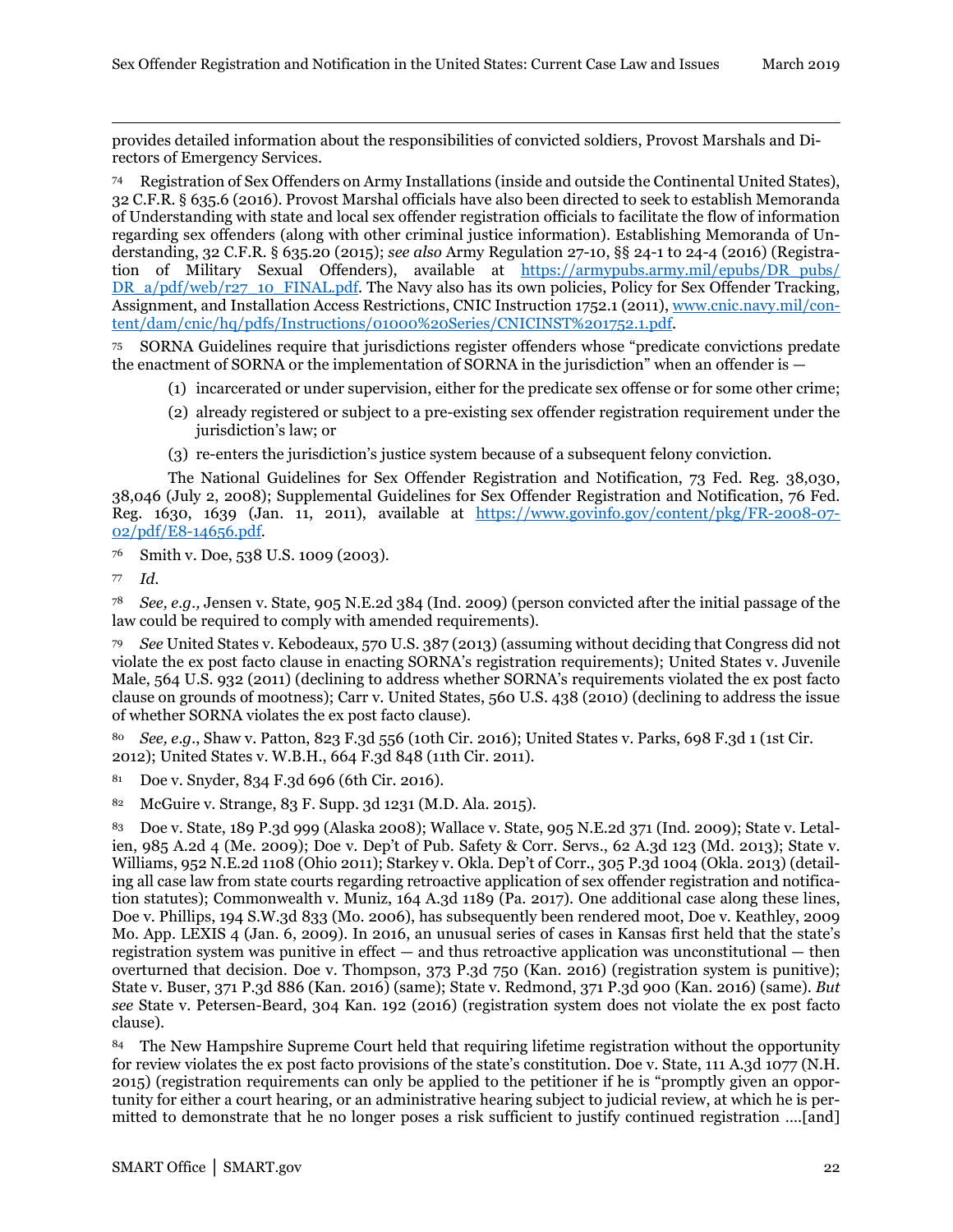provides detailed information about the responsibilities of convicted soldiers, Provost Marshals and Directors of Emergency Services.

[74] Registration of Sex Offenders on Army Installations (inside and outside the Continental United States), 32 C.F.R. § 635.6 (2016). Provost Marshal officials have also been directed to seek to establish Memoranda of Understanding with state and local sex offender registration officials to facilitate the flow of information regarding sex offenders (along with other criminal justice information). Establishing Memoranda of Understanding, 32 C.F.R. § 635.20 (2015); *see also* Army Regulation 27-10, §§ 24-1 to 24-4 (2016) (Registration of Military Sexual Offenders), available at https://armypubs.army.mil/epubs/DR_pubs/DR_a/pdf/web/r27_10_FINAL.pdf. The Navy also has its own policies, Policy for Sex Offender Tracking, Assignment, and Installation Access Restrictions, CNIC Instruction 1752.1 (2011), www.cnic.navy.mil/content/dam/cnic/hq/pdfs/Instructions/01000%20Series/CNICINST%201752.1.pdf.

[75] SORNA Guidelines require that jurisdictions register offenders whose "predicate convictions predate the enactment of SORNA or the implementation of SORNA in the jurisdiction" when an offender is —

(1) incarcerated or under supervision, either for the predicate sex offense or for some other crime;

(2) already registered or subject to a pre-existing sex offender registration requirement under the jurisdiction's law; or

(3) re-enters the jurisdiction's justice system because of a subsequent felony conviction.

The National Guidelines for Sex Offender Registration and Notification, 73 Fed. Reg. 38,030, 38,046 (July 2, 2008); Supplemental Guidelines for Sex Offender Registration and Notification, 76 Fed. Reg. 1630, 1639 (Jan. 11, 2011), available at https://www.govinfo.gov/content/pkg/FR-2008-07-02/pdf/E8-14656.pdf.

[76] Smith v. Doe, 538 U.S. 1009 (2003).

[77] *Id.*

[78] *See, e.g.,* Jensen v. State, 905 N.E.2d 384 (Ind. 2009) (person convicted after the initial passage of the law could be required to comply with amended requirements).

[79] *See* United States v. Kebodeaux, 570 U.S. 387 (2013) (assuming without deciding that Congress did not violate the ex post facto clause in enacting SORNA's registration requirements); United States v. Juvenile Male, 564 U.S. 932 (2011) (declining to address whether SORNA's requirements violated the ex post facto clause on grounds of mootness); Carr v. United States, 560 U.S. 438 (2010) (declining to address the issue of whether SORNA violates the ex post facto clause).

[80] *See, e.g.*, Shaw v. Patton, 823 F.3d 556 (10th Cir. 2016); United States v. Parks, 698 F.3d 1 (1st Cir. 2012); United States v. W.B.H., 664 F.3d 848 (11th Cir. 2011).

[81] Doe v. Snyder, 834 F.3d 696 (6th Cir. 2016).

[82] McGuire v. Strange, 83 F. Supp. 3d 1231 (M.D. Ala. 2015).

[83] Doe v. State, 189 P.3d 999 (Alaska 2008); Wallace v. State, 905 N.E.2d 371 (Ind. 2009); State v. Letalien, 985 A.2d 4 (Me. 2009); Doe v. Dep't of Pub. Safety & Corr. Servs., 62 A.3d 123 (Md. 2013); State v. Williams, 952 N.E.2d 1108 (Ohio 2011); Starkey v. Okla. Dep't of Corr., 305 P.3d 1004 (Okla. 2013) (detailing all case law from state courts regarding retroactive application of sex offender registration and notification statutes); Commonwealth v. Muniz, 164 A.3d 1189 (Pa. 2017). One additional case along these lines, Doe v. Phillips, 194 S.W.3d 833 (Mo. 2006), has subsequently been rendered moot, Doe v. Keathley, 2009 Mo. App. LEXIS 4 (Jan. 6, 2009). In 2016, an unusual series of cases in Kansas first held that the state's registration system was punitive in effect — and thus retroactive application was unconstitutional — then overturned that decision. Doe v. Thompson, 373 P.3d 750 (Kan. 2016) (registration system is punitive); State v. Buser, 371 P.3d 886 (Kan. 2016) (same); State v. Redmond, 371 P.3d 900 (Kan. 2016) (same). *But see* State v. Petersen-Beard, 304 Kan. 192 (2016) (registration system does not violate the ex post facto clause).

[84] The New Hampshire Supreme Court held that requiring lifetime registration without the opportunity for review violates the ex post facto provisions of the state's constitution. Doe v. State, 111 A.3d 1077 (N.H. 2015) (registration requirements can only be applied to the petitioner if he is "promptly given an opportunity for either a court hearing, or an administrative hearing subject to judicial review, at which he is permitted to demonstrate that he no longer poses a risk sufficient to justify continued registration ....[and]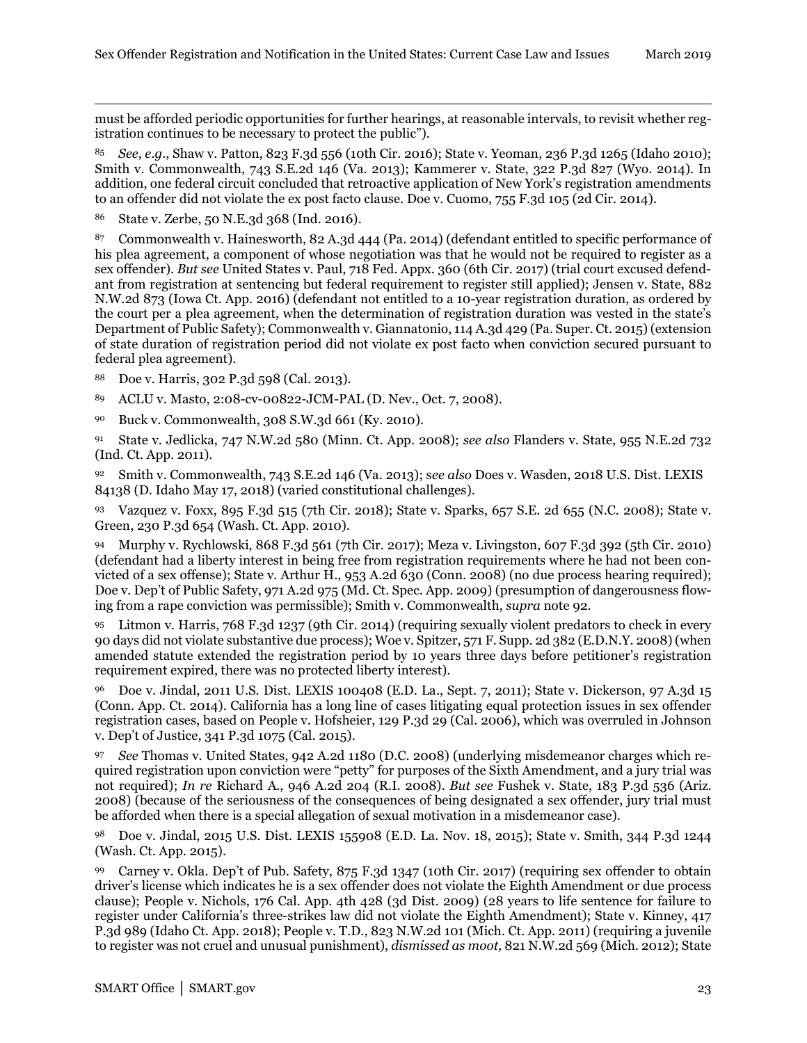must be afforded periodic opportunities for further hearings, at reasonable intervals, to revisit whether registration continues to be necessary to protect the public").

[85] *See*, *e.g*., Shaw v. Patton, 823 F.3d 556 (10th Cir. 2016); State v. Yeoman, 236 P.3d 1265 (Idaho 2010); Smith v. Commonwealth, 743 S.E.2d 146 (Va. 2013); Kammerer v. State, 322 P.3d 827 (Wyo. 2014). In addition, one federal circuit concluded that retroactive application of New York's registration amendments to an offender did not violate the ex post facto clause. Doe v. Cuomo, 755 F.3d 105 (2d Cir. 2014).

[86] State v. Zerbe, 50 N.E.3d 368 (Ind. 2016).

[87] Commonwealth v. Hainesworth, 82 A.3d 444 (Pa. 2014) (defendant entitled to specific performance of his plea agreement, a component of whose negotiation was that he would not be required to register as a sex offender). *But see* United States v. Paul, 718 Fed. Appx. 360 (6th Cir. 2017) (trial court excused defendant from registration at sentencing but federal requirement to register still applied); Jensen v. State, 882 N.W.2d 873 (Iowa Ct. App. 2016) (defendant not entitled to a 10-year registration duration, as ordered by the court per a plea agreement, when the determination of registration duration was vested in the state's Department of Public Safety); Commonwealth v. Giannatonio, 114 A.3d 429 (Pa. Super. Ct. 2015) (extension of state duration of registration period did not violate ex post facto when conviction secured pursuant to federal plea agreement).

[88] Doe v. Harris, 302 P.3d 598 (Cal. 2013).

[89] ACLU v. Masto, 2:08-cv-00822-JCM-PAL (D. Nev., Oct. 7, 2008).

[90] Buck v. Commonwealth, 308 S.W.3d 661 (Ky. 2010).

[91] State v. Jedlicka, 747 N.W.2d 580 (Minn. Ct. App. 2008); *see also* Flanders v. State, 955 N.E.2d 732 (Ind. Ct. App. 2011).

[92] Smith v. Commonwealth, 743 S.E.2d 146 (Va. 2013); *see also* Does v. Wasden, 2018 U.S. Dist. LEXIS 84138 (D. Idaho May 17, 2018) (varied constitutional challenges).

[93] Vazquez v. Foxx, 895 F.3d 515 (7th Cir. 2018); State v. Sparks, 657 S.E. 2d 655 (N.C. 2008); State v. Green, 230 P.3d 654 (Wash. Ct. App. 2010).

[94] Murphy v. Rychlowski, 868 F.3d 561 (7th Cir. 2017); Meza v. Livingston, 607 F.3d 392 (5th Cir. 2010) (defendant had a liberty interest in being free from registration requirements where he had not been convicted of a sex offense); State v. Arthur H., 953 A.2d 630 (Conn. 2008) (no due process hearing required); Doe v. Dep't of Public Safety, 971 A.2d 975 (Md. Ct. Spec. App. 2009) (presumption of dangerousness flowing from a rape conviction was permissible); Smith v. Commonwealth, *supra* note 92.

[95] Litmon v. Harris, 768 F.3d 1237 (9th Cir. 2014) (requiring sexually violent predators to check in every 90 days did not violate substantive due process); Woe v. Spitzer, 571 F. Supp. 2d 382 (E.D.N.Y. 2008) (when amended statute extended the registration period by 10 years three days before petitioner's registration requirement expired, there was no protected liberty interest).

[96] Doe v. Jindal, 2011 U.S. Dist. LEXIS 100408 (E.D. La., Sept. 7, 2011); State v. Dickerson, 97 A.3d 15 (Conn. App. Ct. 2014). California has a long line of cases litigating equal protection issues in sex offender registration cases, based on People v. Hofsheier, 129 P.3d 29 (Cal. 2006), which was overruled in Johnson v. Dep't of Justice, 341 P.3d 1075 (Cal. 2015).

[97] *See* Thomas v. United States, 942 A.2d 1180 (D.C. 2008) (underlying misdemeanor charges which required registration upon conviction were "petty" for purposes of the Sixth Amendment, and a jury trial was not required); *In re* Richard A., 946 A.2d 204 (R.I. 2008). *But see* Fushek v. State, 183 P.3d 536 (Ariz. 2008) (because of the seriousness of the consequences of being designated a sex offender, jury trial must be afforded when there is a special allegation of sexual motivation in a misdemeanor case).

[98] Doe v. Jindal, 2015 U.S. Dist. LEXIS 155908 (E.D. La. Nov. 18, 2015); State v. Smith, 344 P.3d 1244 (Wash. Ct. App. 2015).

[99] Carney v. Okla. Dep't of Pub. Safety, 875 F.3d 1347 (10th Cir. 2017) (requiring sex offender to obtain driver's license which indicates he is a sex offender does not violate the Eighth Amendment or due process clause); People v. Nichols, 176 Cal. App. 4th 428 (3d Dist. 2009) (28 years to life sentence for failure to register under California's three-strikes law did not violate the Eighth Amendment); State v. Kinney, 417 P.3d 989 (Idaho Ct. App. 2018); People v. T.D., 823 N.W.2d 101 (Mich. Ct. App. 2011) (requiring a juvenile to register was not cruel and unusual punishment), *dismissed as moot,* 821 N.W.2d 569 (Mich. 2012); State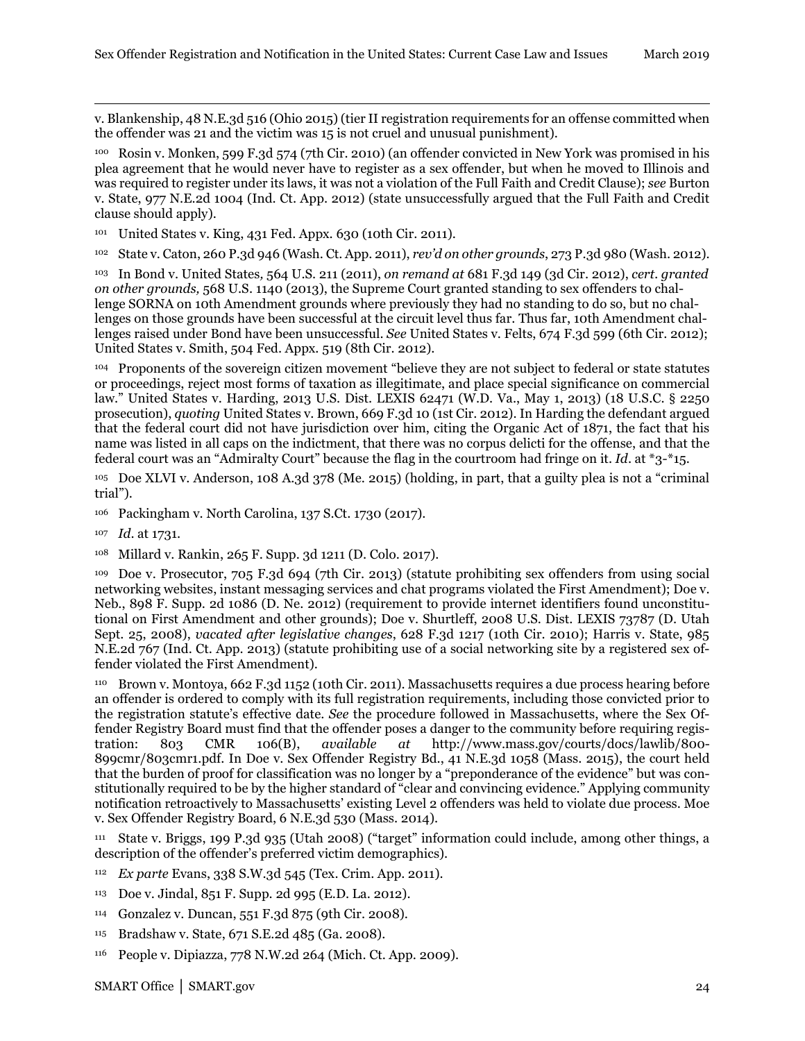v. Blankenship, 48 N.E.3d 516 (Ohio 2015) (tier II registration requirements for an offense committed when the offender was 21 and the victim was 15 is not cruel and unusual punishment).

[100] Rosin v. Monken, 599 F.3d 574 (7th Cir. 2010) (an offender convicted in New York was promised in his plea agreement that he would never have to register as a sex offender, but when he moved to Illinois and was required to register under its laws, it was not a violation of the Full Faith and Credit Clause); *see* Burton v. State, 977 N.E.2d 1004 (Ind. Ct. App. 2012) (state unsuccessfully argued that the Full Faith and Credit clause should apply).

[101] United States v. King, 431 Fed. Appx. 630 (10th Cir. 2011).

[102] State v. Caton, 260 P.3d 946 (Wash. Ct. App. 2011), *rev'd on other grounds*, 273 P.3d 980 (Wash. 2012).

[103] In Bond v. United States*,* 564 U.S. 211 (2011), *on remand at* 681 F.3d 149 (3d Cir. 2012), *cert. granted on other grounds,* 568 U.S. 1140 (2013), the Supreme Court granted standing to sex offenders to challenge SORNA on 10th Amendment grounds where previously they had no standing to do so, but no challenges on those grounds have been successful at the circuit level thus far. Thus far, 10th Amendment challenges raised under Bond have been unsuccessful. *See* United States v. Felts, 674 F.3d 599 (6th Cir. 2012); United States v. Smith, 504 Fed. Appx. 519 (8th Cir. 2012).

[104] Proponents of the sovereign citizen movement "believe they are not subject to federal or state statutes or proceedings, reject most forms of taxation as illegitimate, and place special significance on commercial law." United States v. Harding, 2013 U.S. Dist. LEXIS 62471 (W.D. Va., May 1, 2013) (18 U.S.C. § 2250 prosecution), *quoting* United States v. Brown, 669 F.3d 10 (1st Cir. 2012). In Harding the defendant argued that the federal court did not have jurisdiction over him, citing the Organic Act of 1871, the fact that his name was listed in all caps on the indictment, that there was no corpus delicti for the offense, and that the federal court was an "Admiralty Court" because the flag in the courtroom had fringe on it. *Id.* at *3-*15.

[105] Doe XLVI v. Anderson, 108 A.3d 378 (Me. 2015) (holding, in part, that a guilty plea is not a "criminal trial").

[106] Packingham v. North Carolina, 137 S.Ct. 1730 (2017).

[107] *Id.* at 1731.

[108] Millard v. Rankin, 265 F. Supp. 3d 1211 (D. Colo. 2017).

[109] Doe v. Prosecutor, 705 F.3d 694 (7th Cir. 2013) (statute prohibiting sex offenders from using social networking websites, instant messaging services and chat programs violated the First Amendment); Doe v. Neb., 898 F. Supp. 2d 1086 (D. Ne. 2012) (requirement to provide internet identifiers found unconstitutional on First Amendment and other grounds); Doe v. Shurtleff, 2008 U.S. Dist. LEXIS 73787 (D. Utah Sept. 25, 2008), *vacated after legislative changes*, 628 F.3d 1217 (10th Cir. 2010); Harris v. State, 985 N.E.2d 767 (Ind. Ct. App. 2013) (statute prohibiting use of a social networking site by a registered sex offender violated the First Amendment).

[110] Brown v. Montoya, 662 F.3d 1152 (10th Cir. 2011). Massachusetts requires a due process hearing before an offender is ordered to comply with its full registration requirements, including those convicted prior to the registration statute's effective date. *See* the procedure followed in Massachusetts, where the Sex Offender Registry Board must find that the offender poses a danger to the community before requiring registration: 803 CMR 106(B), *available at* http://www.mass.gov/courts/docs/lawlib/800-899cmr/803cmr1.pdf. In Doe v. Sex Offender Registry Bd., 41 N.E.3d 1058 (Mass. 2015), the court held that the burden of proof for classification was no longer by a "preponderance of the evidence" but was constitutionally required to be by the higher standard of "clear and convincing evidence." Applying community notification retroactively to Massachusetts' existing Level 2 offenders was held to violate due process. Moe v. Sex Offender Registry Board, 6 N.E.3d 530 (Mass. 2014).

[111] State v. Briggs, 199 P.3d 935 (Utah 2008) ("target" information could include, among other things, a description of the offender's preferred victim demographics).

[112] *Ex parte* Evans, 338 S.W.3d 545 (Tex. Crim. App. 2011).

[113] Doe v. Jindal, 851 F. Supp. 2d 995 (E.D. La. 2012).

[114] Gonzalez v. Duncan, 551 F.3d 875 (9th Cir. 2008).

[115] Bradshaw v. State, 671 S.E.2d 485 (Ga. 2008).

[116] People v. Dipiazza, 778 N.W.2d 264 (Mich. Ct. App. 2009).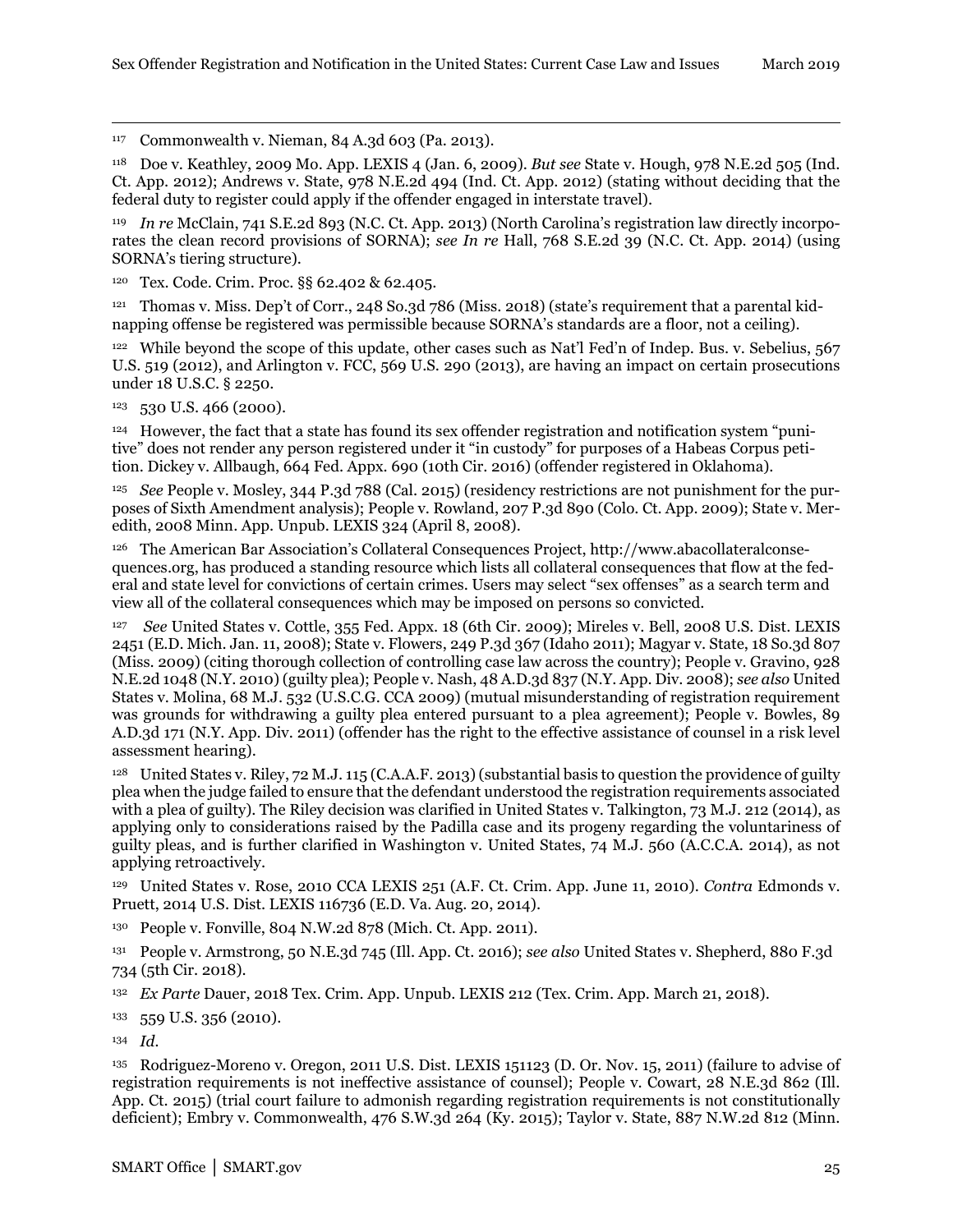[117] Commonwealth v. Nieman, 84 A.3d 603 (Pa. 2013).

[118] Doe v. Keathley, 2009 Mo. App. LEXIS 4 (Jan. 6, 2009). *But see* State v. Hough, 978 N.E.2d 505 (Ind. Ct. App. 2012); Andrews v. State, 978 N.E.2d 494 (Ind. Ct. App. 2012) (stating without deciding that the federal duty to register could apply if the offender engaged in interstate travel).

[119] *In re* McClain, 741 S.E.2d 893 (N.C. Ct. App. 2013) (North Carolina's registration law directly incorporates the clean record provisions of SORNA); *see In re* Hall, 768 S.E.2d 39 (N.C. Ct. App. 2014) (using SORNA's tiering structure).

[120] Tex. Code. Crim. Proc. §§ 62.402 & 62.405.

[121] Thomas v. Miss. Dep't of Corr., 248 So.3d 786 (Miss. 2018) (state's requirement that a parental kidnapping offense be registered was permissible because SORNA's standards are a floor, not a ceiling).

[122] While beyond the scope of this update, other cases such as Nat'l Fed'n of Indep. Bus. v. Sebelius, 567 U.S. 519 (2012), and Arlington v. FCC, 569 U.S. 290 (2013), are having an impact on certain prosecutions under 18 U.S.C. § 2250.

[123] 530 U.S. 466 (2000).

[124] However, the fact that a state has found its sex offender registration and notification system "punitive" does not render any person registered under it "in custody" for purposes of a Habeas Corpus petition. Dickey v. Allbaugh, 664 Fed. Appx. 690 (10th Cir. 2016) (offender registered in Oklahoma).

[125] *See* People v. Mosley, 344 P.3d 788 (Cal. 2015) (residency restrictions are not punishment for the purposes of Sixth Amendment analysis); People v. Rowland, 207 P.3d 890 (Colo. Ct. App. 2009); State v. Meredith, 2008 Minn. App. Unpub. LEXIS 324 (April 8, 2008).

[126] The American Bar Association's Collateral Consequences Project, http://www.abacollateralconsequences.org, has produced a standing resource which lists all collateral consequences that flow at the federal and state level for convictions of certain crimes. Users may select "sex offenses" as a search term and view all of the collateral consequences which may be imposed on persons so convicted.

[127] *See* United States v. Cottle, 355 Fed. Appx. 18 (6th Cir. 2009); Mireles v. Bell, 2008 U.S. Dist. LEXIS 2451 (E.D. Mich. Jan. 11, 2008); State v. Flowers, 249 P.3d 367 (Idaho 2011); Magyar v. State, 18 So.3d 807 (Miss. 2009) (citing thorough collection of controlling case law across the country); People v. Gravino, 928 N.E.2d 1048 (N.Y. 2010) (guilty plea); People v. Nash, 48 A.D.3d 837 (N.Y. App. Div. 2008); *see also* United States v. Molina, 68 M.J. 532 (U.S.C.G. CCA 2009) (mutual misunderstanding of registration requirement was grounds for withdrawing a guilty plea entered pursuant to a plea agreement); People v. Bowles, 89 A.D.3d 171 (N.Y. App. Div. 2011) (offender has the right to the effective assistance of counsel in a risk level assessment hearing).

[128] United States v. Riley, 72 M.J. 115 (C.A.A.F. 2013) (substantial basis to question the providence of guilty plea when the judge failed to ensure that the defendant understood the registration requirements associated with a plea of guilty). The Riley decision was clarified in United States v. Talkington, 73 M.J. 212 (2014), as applying only to considerations raised by the Padilla case and its progeny regarding the voluntariness of guilty pleas, and is further clarified in Washington v. United States, 74 M.J. 560 (A.C.C.A. 2014), as not applying retroactively.

[129] United States v. Rose, 2010 CCA LEXIS 251 (A.F. Ct. Crim. App. June 11, 2010). *Contra* Edmonds v. Pruett, 2014 U.S. Dist. LEXIS 116736 (E.D. Va. Aug. 20, 2014).

[130] People v. Fonville, 804 N.W.2d 878 (Mich. Ct. App. 2011).

[131] People v. Armstrong, 50 N.E.3d 745 (Ill. App. Ct. 2016); *see also* United States v. Shepherd, 880 F.3d 734 (5th Cir. 2018).

[132] *Ex Parte* Dauer, 2018 Tex. Crim. App. Unpub. LEXIS 212 (Tex. Crim. App. March 21, 2018).

[133] 559 U.S. 356 (2010).

[134] *Id.*

[135] Rodriguez-Moreno v. Oregon, 2011 U.S. Dist. LEXIS 151123 (D. Or. Nov. 15, 2011) (failure to advise of registration requirements is not ineffective assistance of counsel); People v. Cowart, 28 N.E.3d 862 (Ill. App. Ct. 2015) (trial court failure to admonish regarding registration requirements is not constitutionally deficient); Embry v. Commonwealth, 476 S.W.3d 264 (Ky. 2015); Taylor v. State, 887 N.W.2d 812 (Minn.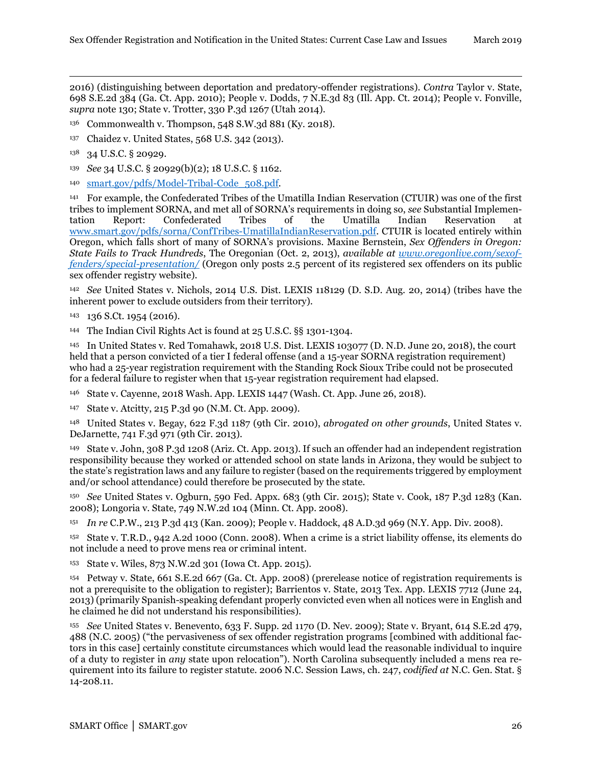2016) (distinguishing between deportation and predatory-offender registrations). *Contra* Taylor v. State, 698 S.E.2d 384 (Ga. Ct. App. 2010); People v. Dodds, 7 N.E.3d 83 (Ill. App. Ct. 2014); People v. Fonville, *supra* note 130; State v. Trotter, 330 P.3d 1267 (Utah 2014).

[136] Commonwealth v. Thompson, 548 S.W.3d 881 (Ky. 2018).

[137] Chaidez v. United States, 568 U.S. 342 (2013).

[138] 34 U.S.C. § 20929.

[139] *See* 34 U.S.C. § 20929(b)(2); 18 U.S.C. § 1162.

[140] smart.gov/pdfs/Model-Tribal-Code_508.pdf.

[141] For example, the Confederated Tribes of the Umatilla Indian Reservation (CTUIR) was one of the first tribes to implement SORNA, and met all of SORNA's requirements in doing so, *see* Substantial Implementation Report: Confederated Tribes of the Umatilla Indian Reservation at www.smart.gov/pdfs/sorna/ConfTribes-UmatillaIndianReservation.pdf. CTUIR is located entirely within Oregon, which falls short of many of SORNA's provisions. Maxine Bernstein, *Sex Offenders in Oregon: State Fails to Track Hundreds*, The Oregonian (Oct. 2, 2013), *available at www.oregonlive.com/sexoffenders/special-presentation/* (Oregon only posts 2.5 percent of its registered sex offenders on its public sex offender registry website).

[142] *See* United States v. Nichols, 2014 U.S. Dist. LEXIS 118129 (D. S.D. Aug. 20, 2014) (tribes have the inherent power to exclude outsiders from their territory).

[143] 136 S.Ct. 1954 (2016).

[144] The Indian Civil Rights Act is found at 25 U.S.C. §§ 1301-1304.

[145] In United States v. Red Tomahawk, 2018 U.S. Dist. LEXIS 103077 (D. N.D. June 20, 2018), the court held that a person convicted of a tier I federal offense (and a 15-year SORNA registration requirement) who had a 25-year registration requirement with the Standing Rock Sioux Tribe could not be prosecuted for a federal failure to register when that 15-year registration requirement had elapsed.

[146] State v. Cayenne, 2018 Wash. App. LEXIS 1447 (Wash. Ct. App. June 26, 2018).

[147] State v. Atcitty, 215 P.3d 90 (N.M. Ct. App. 2009).

[148] United States v. Begay, 622 F.3d 1187 (9th Cir. 2010), *abrogated on other grounds*, United States v. DeJarnette, 741 F.3d 971 (9th Cir. 2013).

[149] State v. John, 308 P.3d 1208 (Ariz. Ct. App. 2013). If such an offender had an independent registration responsibility because they worked or attended school on state lands in Arizona, they would be subject to the state's registration laws and any failure to register (based on the requirements triggered by employment and/or school attendance) could therefore be prosecuted by the state.

[150] *See* United States v. Ogburn, 590 Fed. Appx. 683 (9th Cir. 2015); State v. Cook, 187 P.3d 1283 (Kan. 2008); Longoria v. State, 749 N.W.2d 104 (Minn. Ct. App. 2008).

[151] *In re* C.P.W., 213 P.3d 413 (Kan. 2009); People v. Haddock, 48 A.D.3d 969 (N.Y. App. Div. 2008).

[152] State v. T.R.D., 942 A.2d 1000 (Conn. 2008). When a crime is a strict liability offense, its elements do not include a need to prove mens rea or criminal intent.

[153] State v. Wiles, 873 N.W.2d 301 (Iowa Ct. App. 2015).

[154] Petway v. State, 661 S.E.2d 667 (Ga. Ct. App. 2008) (prerelease notice of registration requirements is not a prerequisite to the obligation to register); Barrientos v. State, 2013 Tex. App. LEXIS 7712 (June 24, 2013) (primarily Spanish-speaking defendant properly convicted even when all notices were in English and he claimed he did not understand his responsibilities).

[155] *See* United States v. Benevento, 633 F. Supp. 2d 1170 (D. Nev. 2009); State v. Bryant, 614 S.E.2d 479, 488 (N.C. 2005) ("the pervasiveness of sex offender registration programs [combined with additional factors in this case] certainly constitute circumstances which would lead the reasonable individual to inquire of a duty to register in *any* state upon relocation"). North Carolina subsequently included a mens rea requirement into its failure to register statute. 2006 N.C. Session Laws, ch. 247, *codified at* N.C. Gen. Stat. § 14-208.11.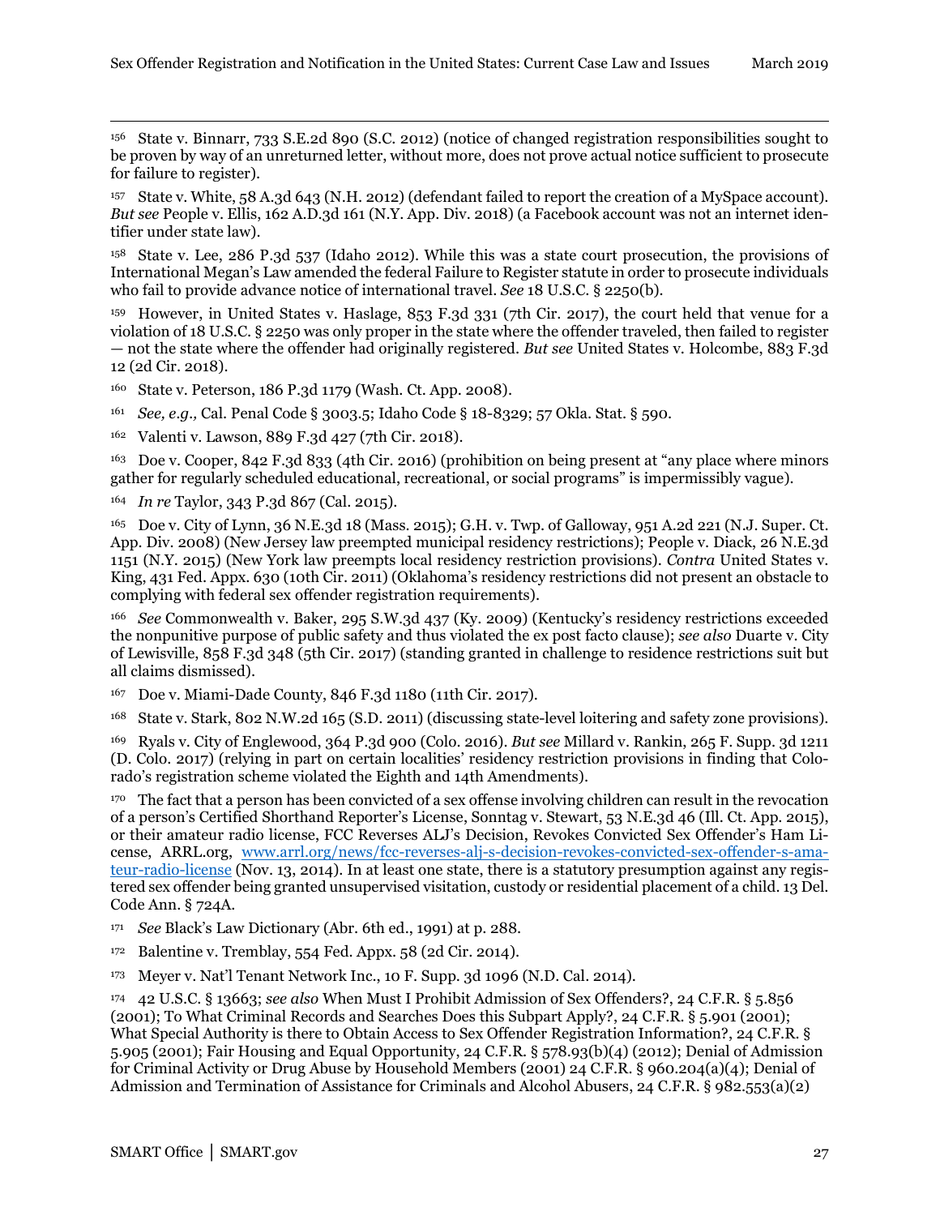[156] State v. Binnarr, 733 S.E.2d 890 (S.C. 2012) (notice of changed registration responsibilities sought to be proven by way of an unreturned letter, without more, does not prove actual notice sufficient to prosecute for failure to register).

[157] State v. White, 58 A.3d 643 (N.H. 2012) (defendant failed to report the creation of a MySpace account). *But see* People v. Ellis, 162 A.D.3d 161 (N.Y. App. Div. 2018) (a Facebook account was not an internet identifier under state law).

[158] State v. Lee, 286 P.3d 537 (Idaho 2012). While this was a state court prosecution, the provisions of International Megan's Law amended the federal Failure to Register statute in order to prosecute individuals who fail to provide advance notice of international travel. *See* 18 U.S.C. § 2250(b).

[159] However, in United States v. Haslage, 853 F.3d 331 (7th Cir. 2017), the court held that venue for a violation of 18 U.S.C. § 2250 was only proper in the state where the offender traveled, then failed to register — not the state where the offender had originally registered. *But see* United States v. Holcombe, 883 F.3d 12 (2d Cir. 2018).

[160] State v. Peterson, 186 P.3d 1179 (Wash. Ct. App. 2008).

[161] *See, e.g.,* Cal. Penal Code § 3003.5; Idaho Code § 18-8329; 57 Okla. Stat. § 590.

[162] Valenti v. Lawson, 889 F.3d 427 (7th Cir. 2018).

[163] Doe v. Cooper, 842 F.3d 833 (4th Cir. 2016) (prohibition on being present at "any place where minors gather for regularly scheduled educational, recreational, or social programs" is impermissibly vague).

[164] *In re* Taylor, 343 P.3d 867 (Cal. 2015).

[165] Doe v. City of Lynn, 36 N.E.3d 18 (Mass. 2015); G.H. v. Twp. of Galloway, 951 A.2d 221 (N.J. Super. Ct. App. Div. 2008) (New Jersey law preempted municipal residency restrictions); People v. Diack, 26 N.E.3d 1151 (N.Y. 2015) (New York law preempts local residency restriction provisions). *Contra* United States v. King, 431 Fed. Appx. 630 (10th Cir. 2011) (Oklahoma's residency restrictions did not present an obstacle to complying with federal sex offender registration requirements).

[166] *See* Commonwealth v. Baker, 295 S.W.3d 437 (Ky. 2009) (Kentucky's residency restrictions exceeded the nonpunitive purpose of public safety and thus violated the ex post facto clause); *see also* Duarte v. City of Lewisville, 858 F.3d 348 (5th Cir. 2017) (standing granted in challenge to residence restrictions suit but all claims dismissed).

[167] Doe v. Miami-Dade County, 846 F.3d 1180 (11th Cir. 2017).

[168] State v. Stark, 802 N.W.2d 165 (S.D. 2011) (discussing state-level loitering and safety zone provisions).

[169] Ryals v. City of Englewood, 364 P.3d 900 (Colo. 2016). *But see* Millard v. Rankin, 265 F. Supp. 3d 1211 (D. Colo. 2017) (relying in part on certain localities' residency restriction provisions in finding that Colorado's registration scheme violated the Eighth and 14th Amendments).

[170] The fact that a person has been convicted of a sex offense involving children can result in the revocation of a person's Certified Shorthand Reporter's License, Sonntag v. Stewart, 53 N.E.3d 46 (Ill. Ct. App. 2015), or their amateur radio license, FCC Reverses ALJ's Decision, Revokes Convicted Sex Offender's Ham License, ARRL.org, [www.arrl.org/news/fcc-reverses-alj-s-decision-revokes-convicted-sex-offender-s-amateur-radio-license](http://www.arrl.org/news/fcc-reverses-alj-s-decision-revokes-convicted-sex-offender-s-amateur-radio-license) (Nov. 13, 2014). In at least one state, there is a statutory presumption against any registered sex offender being granted unsupervised visitation, custody or residential placement of a child. 13 Del. Code Ann. § 724A.

[171] *See* Black's Law Dictionary (Abr. 6th ed., 1991) at p. 288.

[172] Balentine v. Tremblay, 554 Fed. Appx. 58 (2d Cir. 2014).

[173] Meyer v. Nat'l Tenant Network Inc., 10 F. Supp. 3d 1096 (N.D. Cal. 2014).

[174] 42 U.S.C. § 13663; *see also* When Must I Prohibit Admission of Sex Offenders?, 24 C.F.R. § 5.856 (2001); To What Criminal Records and Searches Does this Subpart Apply?, 24 C.F.R. § 5.901 (2001); What Special Authority is there to Obtain Access to Sex Offender Registration Information?, 24 C.F.R. § 5.905 (2001); Fair Housing and Equal Opportunity, 24 C.F.R. § 578.93(b)(4) (2012); Denial of Admission for Criminal Activity or Drug Abuse by Household Members (2001) 24 C.F.R. § 960.204(a)(4); Denial of Admission and Termination of Assistance for Criminals and Alcohol Abusers, 24 C.F.R. § 982.553(a)(2)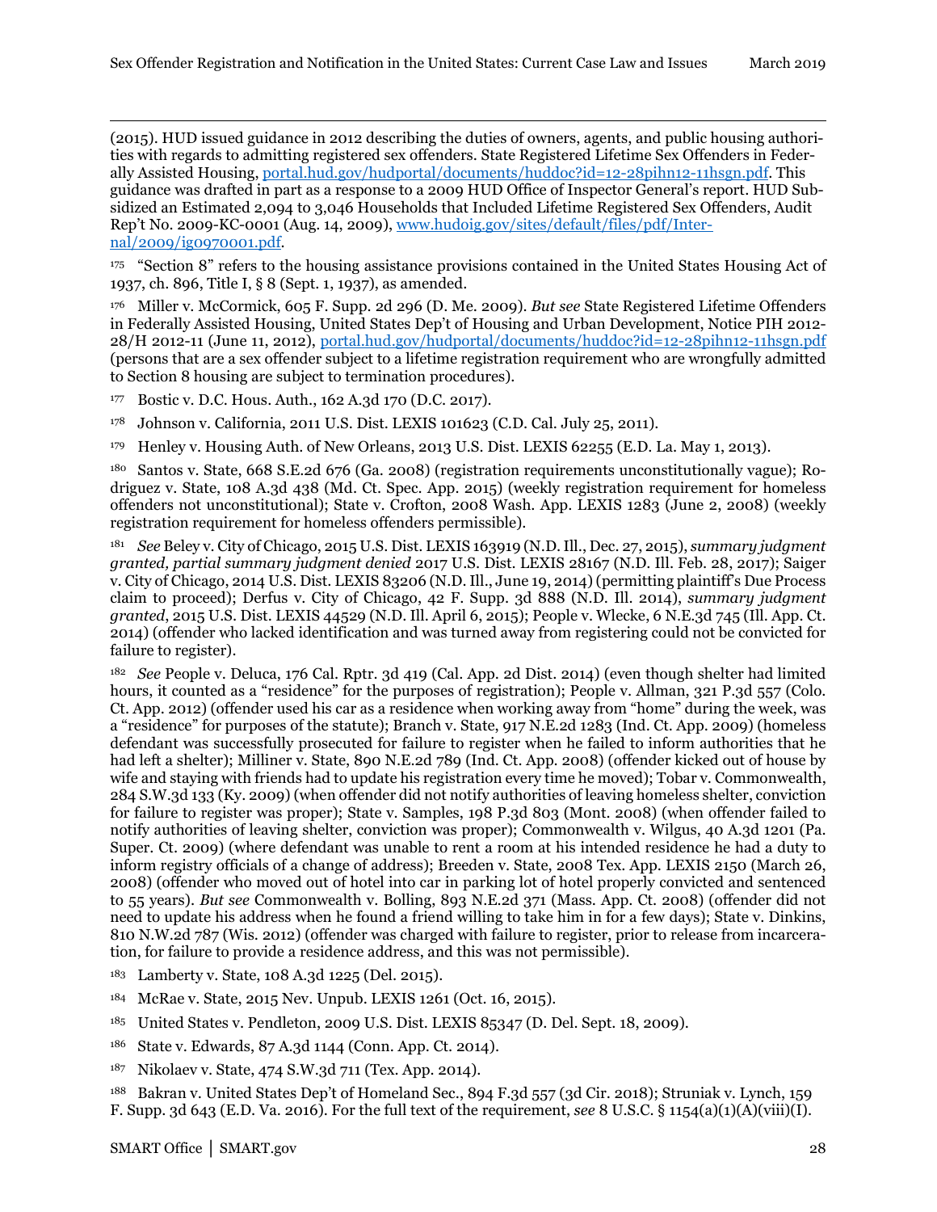(2015). HUD issued guidance in 2012 describing the duties of owners, agents, and public housing authorities with regards to admitting registered sex offenders. State Registered Lifetime Sex Offenders in Federally Assisted Housing, portal.hud.gov/hudportal/documents/huddoc?id=12-28pihn12-11hsgn.pdf. This guidance was drafted in part as a response to a 2009 HUD Office of Inspector General's report. HUD Subsidized an Estimated 2,094 to 3,046 Households that Included Lifetime Registered Sex Offenders, Audit Rep't No. 2009-KC-0001 (Aug. 14, 2009), www.hudoig.gov/sites/default/files/pdf/Internal/2009/ig0970001.pdf.

[175] "Section 8" refers to the housing assistance provisions contained in the United States Housing Act of 1937, ch. 896, Title I, § 8 (Sept. 1, 1937), as amended.

[176] Miller v. McCormick, 605 F. Supp. 2d 296 (D. Me. 2009). *But see* State Registered Lifetime Offenders in Federally Assisted Housing, United States Dep't of Housing and Urban Development, Notice PIH 2012-28/H 2012-11 (June 11, 2012), portal.hud.gov/hudportal/documents/huddoc?id=12-28pihn12-11hsgn.pdf (persons that are a sex offender subject to a lifetime registration requirement who are wrongfully admitted to Section 8 housing are subject to termination procedures).

[177] Bostic v. D.C. Hous. Auth., 162 A.3d 170 (D.C. 2017).

[178] Johnson v. California, 2011 U.S. Dist. LEXIS 101623 (C.D. Cal. July 25, 2011).

[179] Henley v. Housing Auth. of New Orleans, 2013 U.S. Dist. LEXIS 62255 (E.D. La. May 1, 2013).

[180] Santos v. State, 668 S.E.2d 676 (Ga. 2008) (registration requirements unconstitutionally vague); Rodriguez v. State, 108 A.3d 438 (Md. Ct. Spec. App. 2015) (weekly registration requirement for homeless offenders not unconstitutional); State v. Crofton, 2008 Wash. App. LEXIS 1283 (June 2, 2008) (weekly registration requirement for homeless offenders permissible).

[181] *See* Beley v. City of Chicago, 2015 U.S. Dist. LEXIS 163919 (N.D. Ill., Dec. 27, 2015), *summary judgment granted, partial summary judgment denied* 2017 U.S. Dist. LEXIS 28167 (N.D. Ill. Feb. 28, 2017); Saiger v. City of Chicago, 2014 U.S. Dist. LEXIS 83206 (N.D. Ill., June 19, 2014) (permitting plaintiff's Due Process claim to proceed); Derfus v. City of Chicago, 42 F. Supp. 3d 888 (N.D. Ill. 2014), *summary judgment granted*, 2015 U.S. Dist. LEXIS 44529 (N.D. Ill. April 6, 2015); People v. Wlecke, 6 N.E.3d 745 (Ill. App. Ct. 2014) (offender who lacked identification and was turned away from registering could not be convicted for failure to register).

[182] *See* People v. Deluca, 176 Cal. Rptr. 3d 419 (Cal. App. 2d Dist. 2014) (even though shelter had limited hours, it counted as a "residence" for the purposes of registration); People v. Allman, 321 P.3d 557 (Colo. Ct. App. 2012) (offender used his car as a residence when working away from "home" during the week, was a "residence" for purposes of the statute); Branch v. State, 917 N.E.2d 1283 (Ind. Ct. App. 2009) (homeless defendant was successfully prosecuted for failure to register when he failed to inform authorities that he had left a shelter); Milliner v. State, 890 N.E.2d 789 (Ind. Ct. App. 2008) (offender kicked out of house by wife and staying with friends had to update his registration every time he moved); Tobar v. Commonwealth, 284 S.W.3d 133 (Ky. 2009) (when offender did not notify authorities of leaving homeless shelter, conviction for failure to register was proper); State v. Samples, 198 P.3d 803 (Mont. 2008) (when offender failed to notify authorities of leaving shelter, conviction was proper); Commonwealth v. Wilgus, 40 A.3d 1201 (Pa. Super. Ct. 2009) (where defendant was unable to rent a room at his intended residence he had a duty to inform registry officials of a change of address); Breeden v. State, 2008 Tex. App. LEXIS 2150 (March 26, 2008) (offender who moved out of hotel into car in parking lot of hotel properly convicted and sentenced to 55 years). *But see* Commonwealth v. Bolling, 893 N.E.2d 371 (Mass. App. Ct. 2008) (offender did not need to update his address when he found a friend willing to take him in for a few days); State v. Dinkins, 810 N.W.2d 787 (Wis. 2012) (offender was charged with failure to register, prior to release from incarceration, for failure to provide a residence address, and this was not permissible).

[183] Lamberty v. State, 108 A.3d 1225 (Del. 2015).

[184] McRae v. State, 2015 Nev. Unpub. LEXIS 1261 (Oct. 16, 2015).

[185] United States v. Pendleton, 2009 U.S. Dist. LEXIS 85347 (D. Del. Sept. 18, 2009).

[186] State v. Edwards, 87 A.3d 1144 (Conn. App. Ct. 2014).

[187] Nikolaev v. State, 474 S.W.3d 711 (Tex. App. 2014).

[188] Bakran v. United States Dep't of Homeland Sec., 894 F.3d 557 (3d Cir. 2018); Struniak v. Lynch, 159 F. Supp. 3d 643 (E.D. Va. 2016). For the full text of the requirement, *see* 8 U.S.C. § 1154(a)(1)(A)(viii)(I).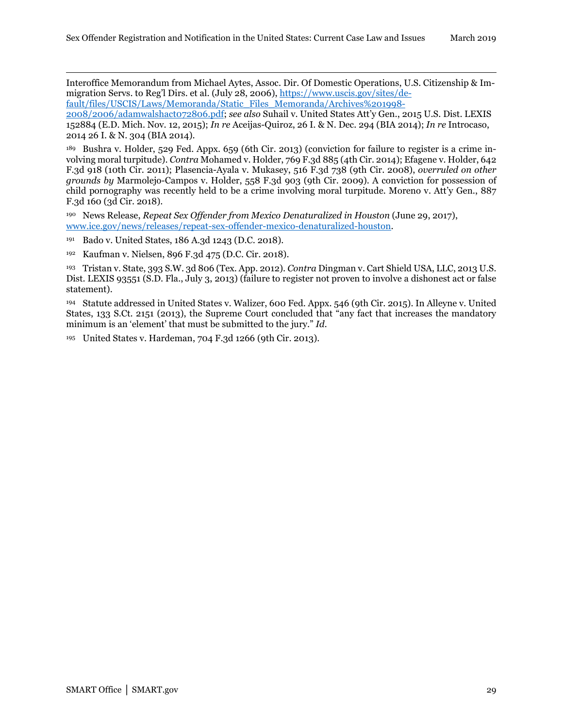Interoffice Memorandum from Michael Aytes, Assoc. Dir. Of Domestic Operations, U.S. Citizenship & Immigration Servs. to Reg'l Dirs. et al. (July 28, 2006), https://www.uscis.gov/sites/default/files/USCIS/Laws/Memoranda/Static_Files_Memoranda/Archives%201998-2008/2006/adamwalshact072806.pdf; *see also* Suhail v. United States Att'y Gen., 2015 U.S. Dist. LEXIS 152884 (E.D. Mich. Nov. 12, 2015); *In re* Aceijas-Quiroz, 26 I. & N. Dec. 294 (BIA 2014); *In re* Introcaso, 2014 26 I. & N. 304 (BIA 2014).

[189] Bushra v. Holder, 529 Fed. Appx. 659 (6th Cir. 2013) (conviction for failure to register is a crime involving moral turpitude). *Contra* Mohamed v. Holder, 769 F.3d 885 (4th Cir. 2014); Efagene v. Holder, 642 F.3d 918 (10th Cir. 2011); Plasencia-Ayala v. Mukasey, 516 F.3d 738 (9th Cir. 2008), *overruled on other grounds by* Marmolejo-Campos v. Holder, 558 F.3d 903 (9th Cir. 2009). A conviction for possession of child pornography was recently held to be a crime involving moral turpitude. Moreno v. Att'y Gen., 887 F.3d 160 (3d Cir. 2018).

[190] News Release, *Repeat Sex Offender from Mexico Denaturalized in Houston* (June 29, 2017), www.ice.gov/news/releases/repeat-sex-offender-mexico-denaturalized-houston.

[191] Bado v. United States, 186 A.3d 1243 (D.C. 2018).

[192] Kaufman v. Nielsen, 896 F.3d 475 (D.C. Cir. 2018).

[193] Tristan v. State, 393 S.W. 3d 806 (Tex. App. 2012). *Contra* Dingman v. Cart Shield USA, LLC, 2013 U.S. Dist. LEXIS 93551 (S.D. Fla., July 3, 2013) (failure to register not proven to involve a dishonest act or false statement).

[194] Statute addressed in United States v. Walizer, 600 Fed. Appx. 546 (9th Cir. 2015). In Alleyne v. United States, 133 S.Ct. 2151 (2013), the Supreme Court concluded that "any fact that increases the mandatory minimum is an 'element' that must be submitted to the jury." *Id.*

[195] United States v. Hardeman, 704 F.3d 1266 (9th Cir. 2013).